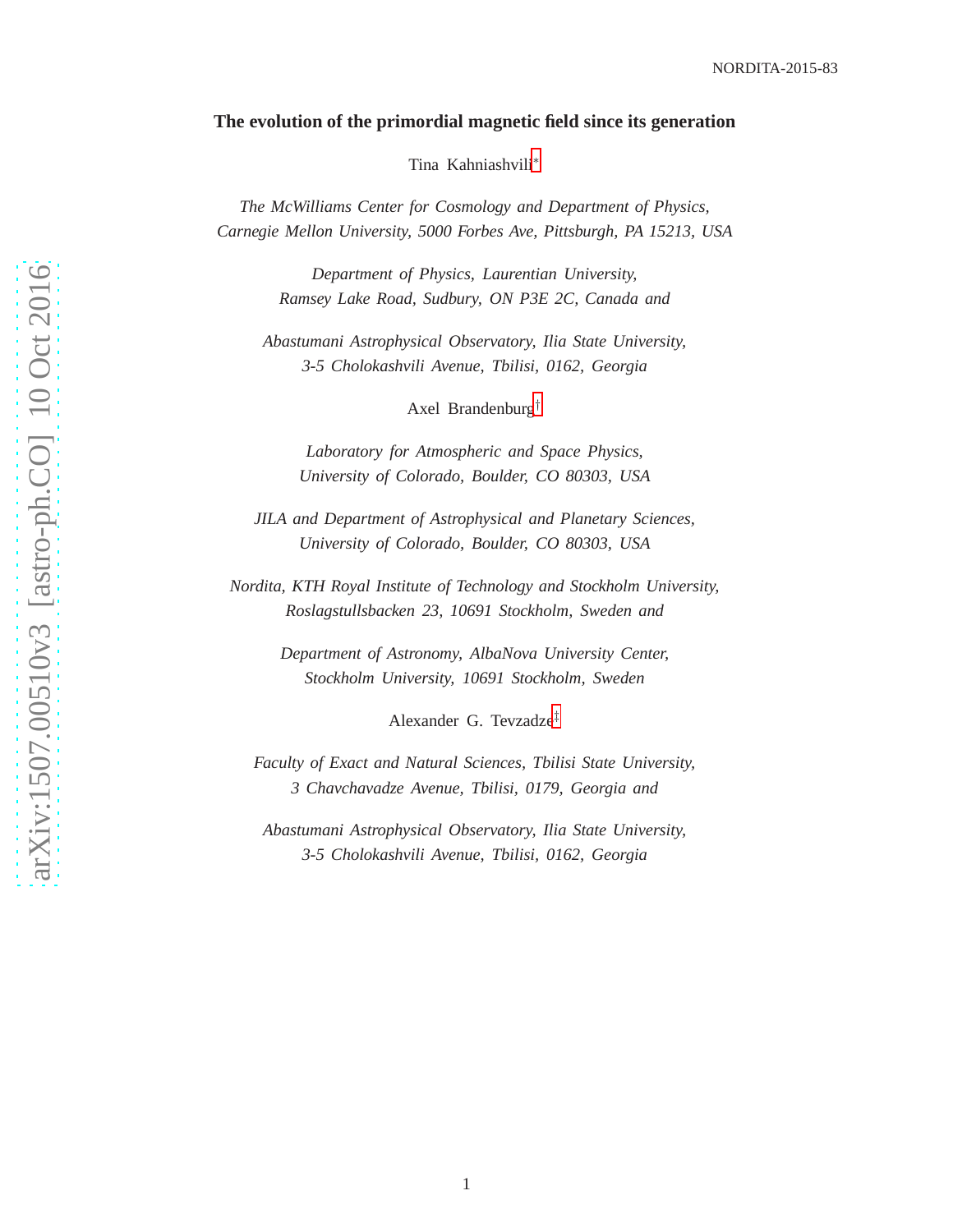NORDITA-2015-83

# The evolution of the primordial magnetic field since its generation

Tina Kahniashvili[*]

*The McWilliams Center for Cosmology and Department of Physics, Carnegie Mellon University, 5000 Forbes Ave, Pittsburgh, PA 15213, USA*

*Department of Physics, Laurentian University, Ramsey Lake Road, Sudbury, ON P3E 2C, Canada and*

*Abastumani Astrophysical Observatory, Ilia State University, 3-5 Cholokashvili Avenue, Tbilisi, 0162, Georgia*

Axel Brandenburg[†]

*Laboratory for Atmospheric and Space Physics, University of Colorado, Boulder, CO 80303, USA*

*JILA and Department of Astrophysical and Planetary Sciences, University of Colorado, Boulder, CO 80303, USA*

*Nordita, KTH Royal Institute of Technology and Stockholm University, Roslagstullsbacken 23, 10691 Stockholm, Sweden and*

*Department of Astronomy, AlbaNova University Center, Stockholm University, 10691 Stockholm, Sweden*

Alexander G. Tevzadze[‡]

*Faculty of Exact and Natural Sciences, Tbilisi State University, 3 Chavchavadze Avenue, Tbilisi, 0179, Georgia and*

*Abastumani Astrophysical Observatory, Ilia State University, 3-5 Cholokashvili Avenue, Tbilisi, 0162, Georgia*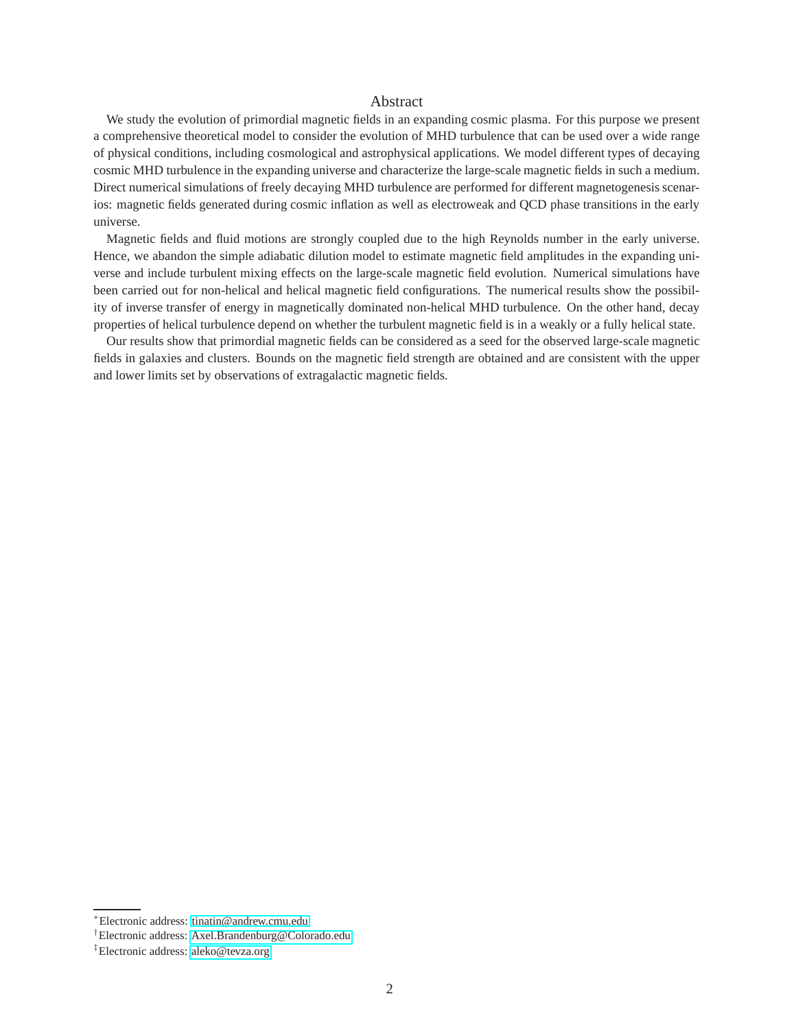## Abstract

We study the evolution of primordial magnetic fields in an expanding cosmic plasma. For this purpose we present a comprehensive theoretical model to consider the evolution of MHD turbulence that can be used over a wide range of physical conditions, including cosmological and astrophysical applications. We model different types of decaying cosmic MHD turbulence in the expanding universe and characterize the large-scale magnetic fields in such a medium. Direct numerical simulations of freely decaying MHD turbulence are performed for different magnetogenesis scenarios: magnetic fields generated during cosmic inflation as well as electroweak and QCD phase transitions in the early universe.

Magnetic fields and fluid motions are strongly coupled due to the high Reynolds number in the early universe. Hence, we abandon the simple adiabatic dilution model to estimate magnetic field amplitudes in the expanding universe and include turbulent mixing effects on the large-scale magnetic field evolution. Numerical simulations have been carried out for non-helical and helical magnetic field configurations. The numerical results show the possibility of inverse transfer of energy in magnetically dominated non-helical MHD turbulence. On the other hand, decay properties of helical turbulence depend on whether the turbulent magnetic field is in a weakly or a fully helical state.

Our results show that primordial magnetic fields can be considered as a seed for the observed large-scale magnetic fields in galaxies and clusters. Bounds on the magnetic field strength are obtained and are consistent with the upper and lower limits set by observations of extragalactic magnetic fields.

---

[*] Electronic address: tinatin@andrew.cmu.edu
[†] Electronic address: Axel.Brandenburg@Colorado.edu
[‡] Electronic address: aleko@tevza.org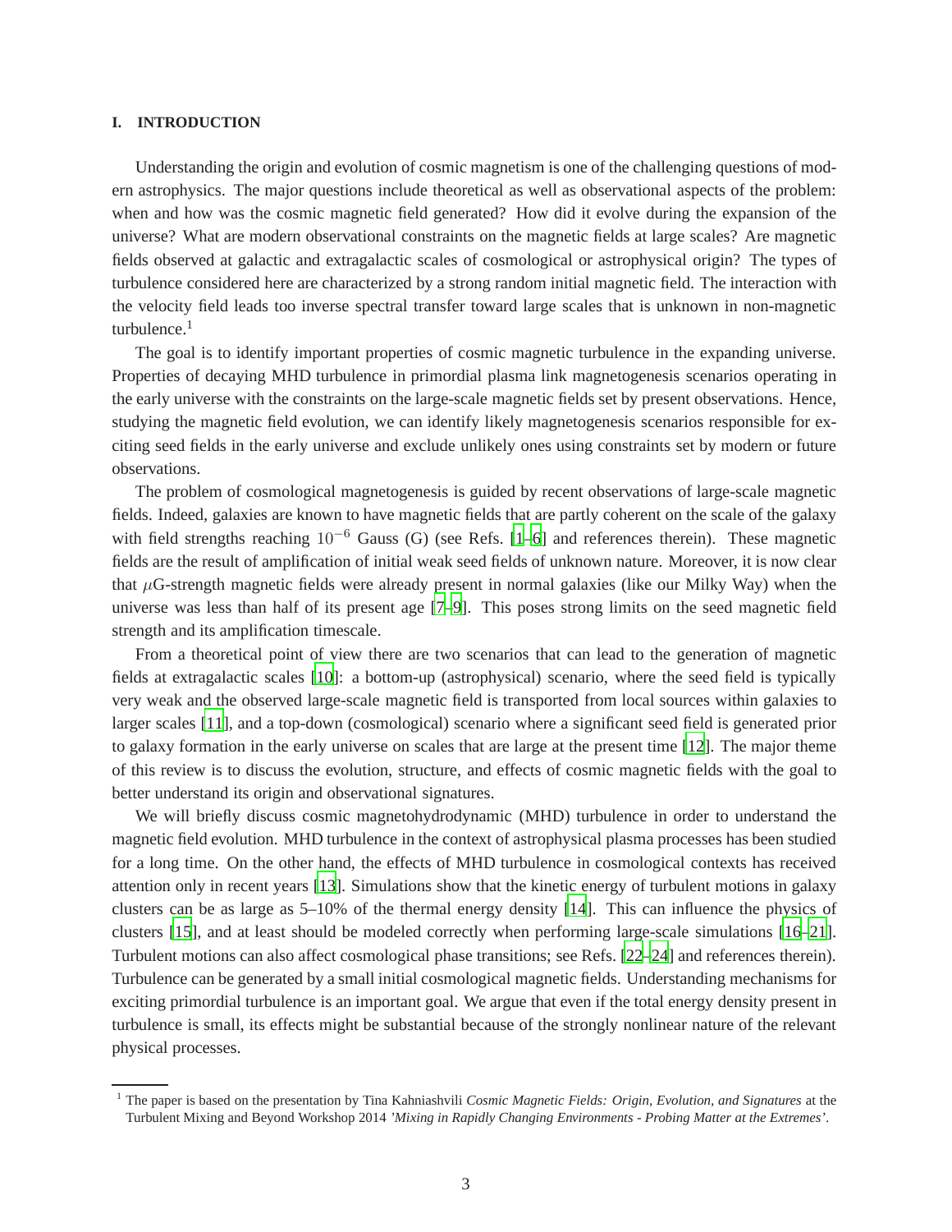## I. INTRODUCTION

Understanding the origin and evolution of cosmic magnetism is one of the challenging questions of modern astrophysics. The major questions include theoretical as well as observational aspects of the problem: when and how was the cosmic magnetic field generated? How did it evolve during the expansion of the universe? What are modern observational constraints on the magnetic fields at large scales? Are magnetic fields observed at galactic and extragalactic scales of cosmological or astrophysical origin? The types of turbulence considered here are characterized by a strong random initial magnetic field. The interaction with the velocity field leads too inverse spectral transfer toward large scales that is unknown in non-magnetic turbulence.[1]

The goal is to identify important properties of cosmic magnetic turbulence in the expanding universe. Properties of decaying MHD turbulence in primordial plasma link magnetogenesis scenarios operating in the early universe with the constraints on the large-scale magnetic fields set by present observations. Hence, studying the magnetic field evolution, we can identify likely magnetogenesis scenarios responsible for exciting seed fields in the early universe and exclude unlikely ones using constraints set by modern or future observations.

The problem of cosmological magnetogenesis is guided by recent observations of large-scale magnetic fields. Indeed, galaxies are known to have magnetic fields that are partly coherent on the scale of the galaxy with field strengths reaching $10^{-6}$ Gauss (G) (see Refs. [1–6] and references therein). These magnetic fields are the result of amplification of initial weak seed fields of unknown nature. Moreover, it is now clear that $\mu$G-strength magnetic fields were already present in normal galaxies (like our Milky Way) when the universe was less than half of its present age [7–9]. This poses strong limits on the seed magnetic field strength and its amplification timescale.

From a theoretical point of view there are two scenarios that can lead to the generation of magnetic fields at extragalactic scales [10]: a bottom-up (astrophysical) scenario, where the seed field is typically very weak and the observed large-scale magnetic field is transported from local sources within galaxies to larger scales [11], and a top-down (cosmological) scenario where a significant seed field is generated prior to galaxy formation in the early universe on scales that are large at the present time [12]. The major theme of this review is to discuss the evolution, structure, and effects of cosmic magnetic fields with the goal to better understand its origin and observational signatures.

We will briefly discuss cosmic magnetohydrodynamic (MHD) turbulence in order to understand the magnetic field evolution. MHD turbulence in the context of astrophysical plasma processes has been studied for a long time. On the other hand, the effects of MHD turbulence in cosmological contexts has received attention only in recent years [13]. Simulations show that the kinetic energy of turbulent motions in galaxy clusters can be as large as 5–10% of the thermal energy density [14]. This can influence the physics of clusters [15], and at least should be modeled correctly when performing large-scale simulations [16–21]. Turbulent motions can also affect cosmological phase transitions; see Refs. [22–24] and references therein). Turbulence can be generated by a small initial cosmological magnetic fields. Understanding mechanisms for exciting primordial turbulence is an important goal. We argue that even if the total energy density present in turbulence is small, its effects might be substantial because of the strongly nonlinear nature of the relevant physical processes.

---

[1] The paper is based on the presentation by Tina Kahniashvili *Cosmic Magnetic Fields: Origin, Evolution, and Signatures* at the Turbulent Mixing and Beyond Workshop 2014 *'Mixing in Rapidly Changing Environments - Probing Matter at the Extremes'*.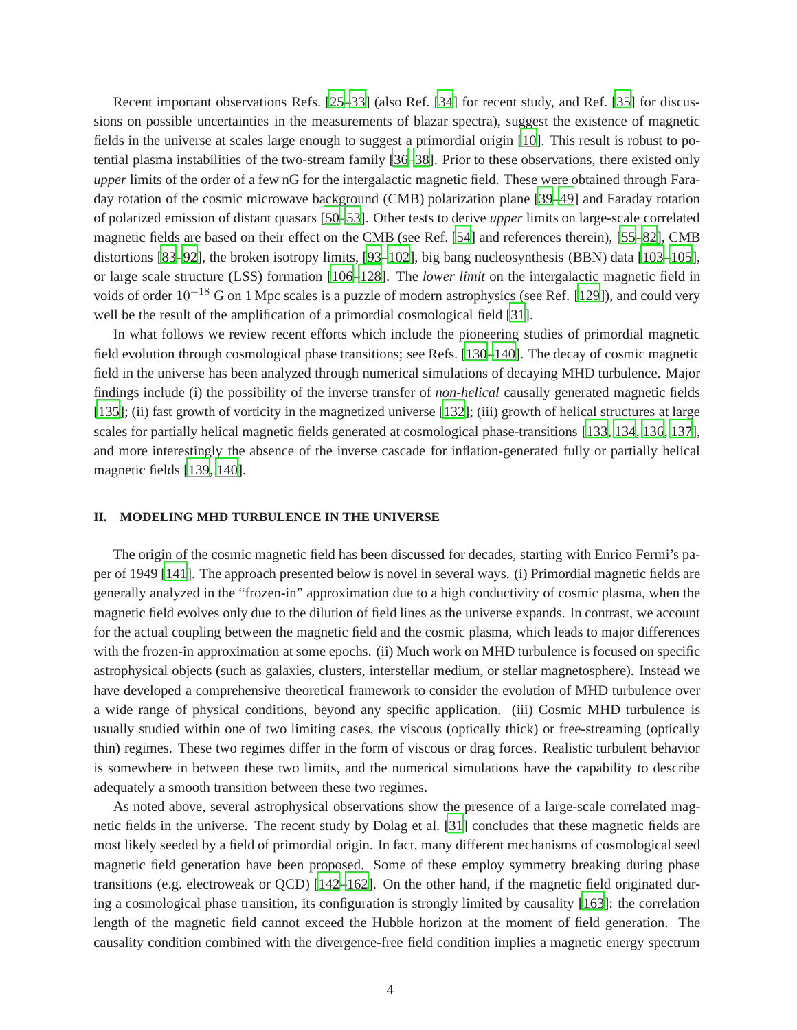Recent important observations Refs. [25–33] (also Ref. [34] for recent study, and Ref. [35] for discussions on possible uncertainties in the measurements of blazar spectra), suggest the existence of magnetic fields in the universe at scales large enough to suggest a primordial origin [10]. This result is robust to potential plasma instabilities of the two-stream family [36–38]. Prior to these observations, there existed only *upper* limits of the order of a few nG for the intergalactic magnetic field. These were obtained through Faraday rotation of the cosmic microwave background (CMB) polarization plane [39–49] and Faraday rotation of polarized emission of distant quasars [50–53]. Other tests to derive *upper* limits on large-scale correlated magnetic fields are based on their effect on the CMB (see Ref. [54] and references therein), [55–82], CMB distortions [83–92], the broken isotropy limits, [93–102], big bang nucleosynthesis (BBN) data [103–105], or large scale structure (LSS) formation [106–128]. The *lower limit* on the intergalactic magnetic field in voids of order $10^{-18}$ G on 1 Mpc scales is a puzzle of modern astrophysics (see Ref. [129]), and could very well be the result of the amplification of a primordial cosmological field [31].

In what follows we review recent efforts which include the pioneering studies of primordial magnetic field evolution through cosmological phase transitions; see Refs. [130–140]. The decay of cosmic magnetic field in the universe has been analyzed through numerical simulations of decaying MHD turbulence. Major findings include (i) the possibility of the inverse transfer of *non-helical* causally generated magnetic fields [135]; (ii) fast growth of vorticity in the magnetized universe [132]; (iii) growth of helical structures at large scales for partially helical magnetic fields generated at cosmological phase-transitions [133, 134, 136, 137], and more interestingly the absence of the inverse cascade for inflation-generated fully or partially helical magnetic fields [139, 140].

## II. MODELING MHD TURBULENCE IN THE UNIVERSE

The origin of the cosmic magnetic field has been discussed for decades, starting with Enrico Fermi's paper of 1949 [141]. The approach presented below is novel in several ways. (i) Primordial magnetic fields are generally analyzed in the "frozen-in" approximation due to a high conductivity of cosmic plasma, when the magnetic field evolves only due to the dilution of field lines as the universe expands. In contrast, we account for the actual coupling between the magnetic field and the cosmic plasma, which leads to major differences with the frozen-in approximation at some epochs. (ii) Much work on MHD turbulence is focused on specific astrophysical objects (such as galaxies, clusters, interstellar medium, or stellar magnetosphere). Instead we have developed a comprehensive theoretical framework to consider the evolution of MHD turbulence over a wide range of physical conditions, beyond any specific application. (iii) Cosmic MHD turbulence is usually studied within one of two limiting cases, the viscous (optically thick) or free-streaming (optically thin) regimes. These two regimes differ in the form of viscous or drag forces. Realistic turbulent behavior is somewhere in between these two limits, and the numerical simulations have the capability to describe adequately a smooth transition between these two regimes.

As noted above, several astrophysical observations show the presence of a large-scale correlated magnetic fields in the universe. The recent study by Dolag et al. [31] concludes that these magnetic fields are most likely seeded by a field of primordial origin. In fact, many different mechanisms of cosmological seed magnetic field generation have been proposed. Some of these employ symmetry breaking during phase transitions (e.g. electroweak or QCD) [142–162]. On the other hand, if the magnetic field originated during a cosmological phase transition, its configuration is strongly limited by causality [163]: the correlation length of the magnetic field cannot exceed the Hubble horizon at the moment of field generation. The causality condition combined with the divergence-free field condition implies a magnetic energy spectrum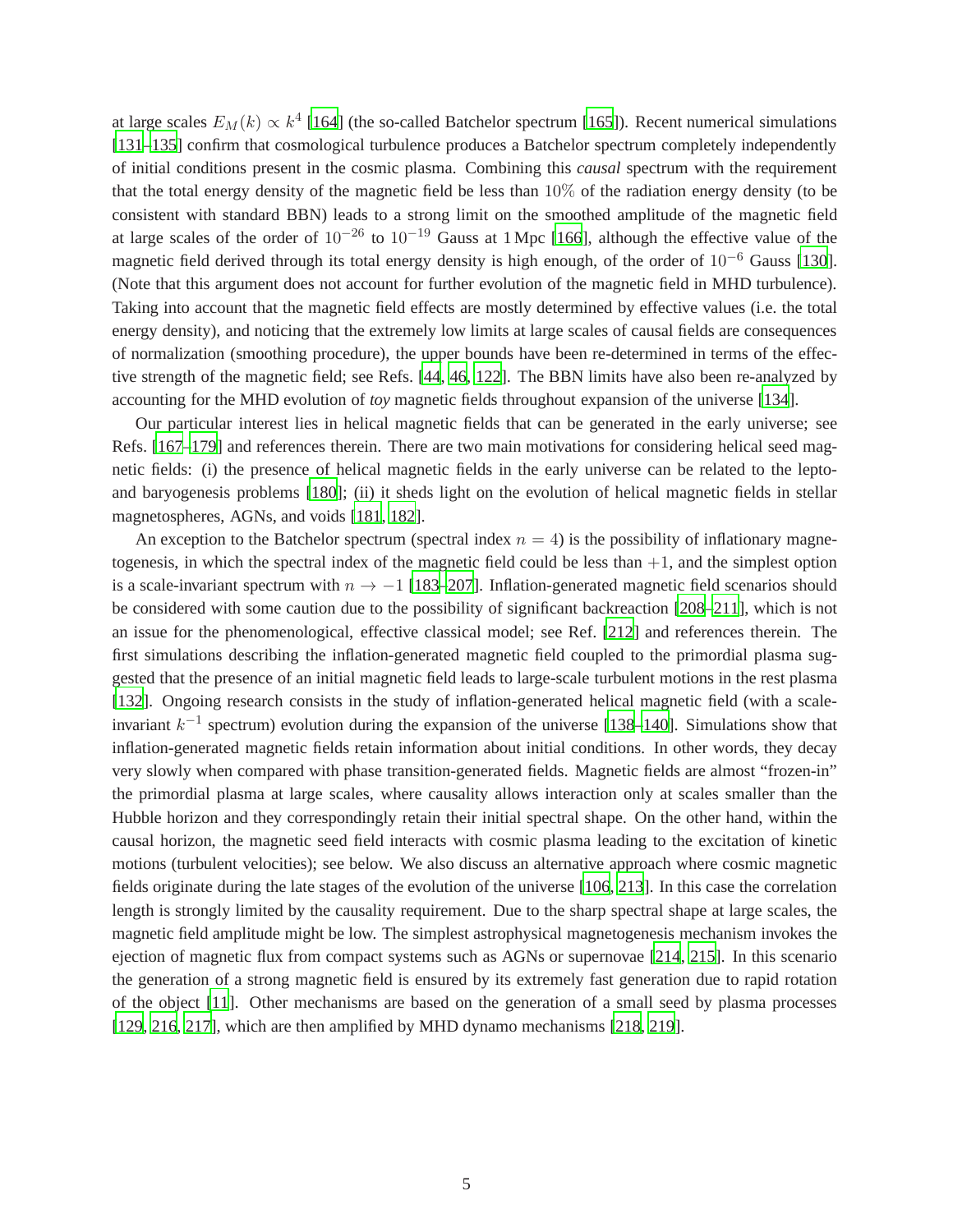at large scales $E_M(k) \propto k^4$ [164] (the so-called Batchelor spectrum [165]). Recent numerical simulations [131–135] confirm that cosmological turbulence produces a Batchelor spectrum completely independently of initial conditions present in the cosmic plasma. Combining this *causal* spectrum with the requirement that the total energy density of the magnetic field be less than $10\%$ of the radiation energy density (to be consistent with standard BBN) leads to a strong limit on the smoothed amplitude of the magnetic field at large scales of the order of $10^{-26}$ to $10^{-19}$ Gauss at 1 Mpc [166], although the effective value of the magnetic field derived through its total energy density is high enough, of the order of $10^{-6}$ Gauss [130]. (Note that this argument does not account for further evolution of the magnetic field in MHD turbulence). Taking into account that the magnetic field effects are mostly determined by effective values (i.e. the total energy density), and noticing that the extremely low limits at large scales of causal fields are consequences of normalization (smoothing procedure), the upper bounds have been re-determined in terms of the effective strength of the magnetic field; see Refs. [44, 46, 122]. The BBN limits have also been re-analyzed by accounting for the MHD evolution of *toy* magnetic fields throughout expansion of the universe [134].

Our particular interest lies in helical magnetic fields that can be generated in the early universe; see Refs. [167–179] and references therein. There are two main motivations for considering helical seed magnetic fields: (i) the presence of helical magnetic fields in the early universe can be related to the lepto- and baryogenesis problems [180]; (ii) it sheds light on the evolution of helical magnetic fields in stellar magnetospheres, AGNs, and voids [181, 182].

An exception to the Batchelor spectrum (spectral index $n = 4$) is the possibility of inflationary magnetogenesis, in which the spectral index of the magnetic field could be less than $+1$, and the simplest option is a scale-invariant spectrum with $n \to -1$ [183–207]. Inflation-generated magnetic field scenarios should be considered with some caution due to the possibility of significant backreaction [208–211], which is not an issue for the phenomenological, effective classical model; see Ref. [212] and references therein. The first simulations describing the inflation-generated magnetic field coupled to the primordial plasma suggested that the presence of an initial magnetic field leads to large-scale turbulent motions in the rest plasma [132]. Ongoing research consists in the study of inflation-generated helical magnetic field (with a scale-invariant $k^{-1}$ spectrum) evolution during the expansion of the universe [138–140]. Simulations show that inflation-generated magnetic fields retain information about initial conditions. In other words, they decay very slowly when compared with phase transition-generated fields. Magnetic fields are almost "frozen-in" the primordial plasma at large scales, where causality allows interaction only at scales smaller than the Hubble horizon and they correspondingly retain their initial spectral shape. On the other hand, within the causal horizon, the magnetic seed field interacts with cosmic plasma leading to the excitation of kinetic motions (turbulent velocities); see below. We also discuss an alternative approach where cosmic magnetic fields originate during the late stages of the evolution of the universe [106, 213]. In this case the correlation length is strongly limited by the causality requirement. Due to the sharp spectral shape at large scales, the magnetic field amplitude might be low. The simplest astrophysical magnetogenesis mechanism invokes the ejection of magnetic flux from compact systems such as AGNs or supernovae [214, 215]. In this scenario the generation of a strong magnetic field is ensured by its extremely fast generation due to rapid rotation of the object [11]. Other mechanisms are based on the generation of a small seed by plasma processes [129, 216, 217], which are then amplified by MHD dynamo mechanisms [218, 219].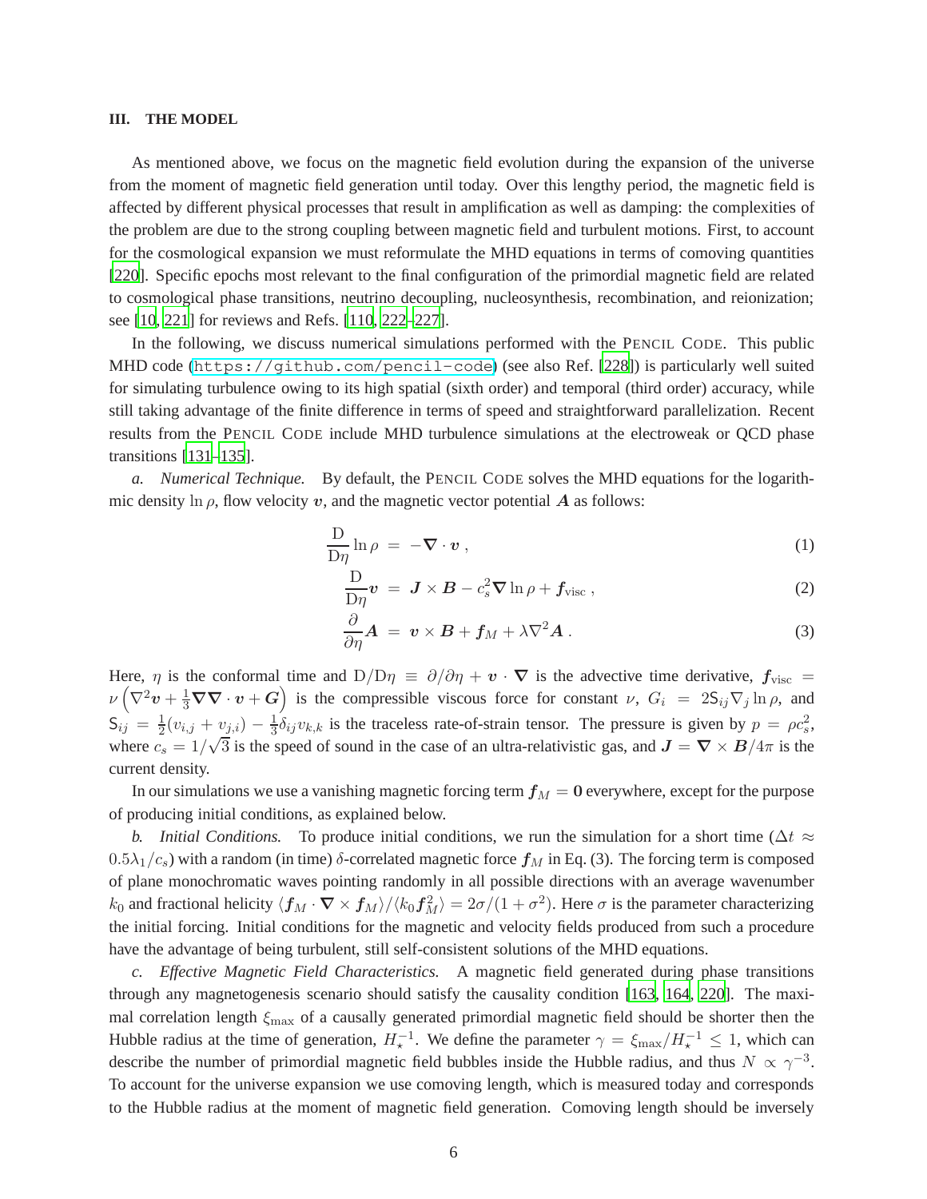## III. THE MODEL

As mentioned above, we focus on the magnetic field evolution during the expansion of the universe from the moment of magnetic field generation until today. Over this lengthy period, the magnetic field is affected by different physical processes that result in amplification as well as damping: the complexities of the problem are due to the strong coupling between magnetic field and turbulent motions. First, to account for the cosmological expansion we must reformulate the MHD equations in terms of comoving quantities [220]. Specific epochs most relevant to the final configuration of the primordial magnetic field are related to cosmological phase transitions, neutrino decoupling, nucleosynthesis, recombination, and reionization; see [10, 221] for reviews and Refs. [110, 222–227].

In the following, we discuss numerical simulations performed with the PENCIL CODE. This public MHD code (https://github.com/pencil-code) (see also Ref. [228]) is particularly well suited for simulating turbulence owing to its high spatial (sixth order) and temporal (third order) accuracy, while still taking advantage of the finite difference in terms of speed and straightforward parallelization. Recent results from the PENCIL CODE include MHD turbulence simulations at the electroweak or QCD phase transitions [131–135].

*a. Numerical Technique.* By default, the PENCIL CODE solves the MHD equations for the logarithmic density $\ln\rho$, flow velocity $\boldsymbol{v}$, and the magnetic vector potential $\boldsymbol{A}$ as follows:

$$\frac{\mathrm{D}}{\mathrm{D}\eta}\ln\rho = -\boldsymbol{\nabla}\cdot\boldsymbol{v}\,, \tag{1}$$

$$\frac{\mathrm{D}}{\mathrm{D}\eta}\boldsymbol{v} = \boldsymbol{J}\times\boldsymbol{B} - c_s^2\boldsymbol{\nabla}\ln\rho + \boldsymbol{f}_{\mathrm{visc}}\,, \tag{2}$$

$$\frac{\partial}{\partial\eta}\boldsymbol{A} = \boldsymbol{v}\times\boldsymbol{B} + \boldsymbol{f}_M + \lambda\nabla^2\boldsymbol{A}\,. \tag{3}$$

Here, $\eta$ is the conformal time and $\mathrm{D}/\mathrm{D}\eta \equiv \partial/\partial\eta + \boldsymbol{v}\cdot\boldsymbol{\nabla}$ is the advective time derivative, $\boldsymbol{f}_{\mathrm{visc}} = \nu\left(\nabla^2\boldsymbol{v} + \frac{1}{3}\boldsymbol{\nabla}\boldsymbol{\nabla}\cdot\boldsymbol{v} + \boldsymbol{G}\right)$ is the compressible viscous force for constant $\nu$, $G_i = 2\mathsf{S}_{ij}\nabla_j\ln\rho$, and $\mathsf{S}_{ij} = \frac{1}{2}(v_{i,j} + v_{j,i}) - \frac{1}{3}\delta_{ij}v_{k,k}$ is the traceless rate-of-strain tensor. The pressure is given by $p = \rho c_s^2$, where $c_s = 1/\sqrt{3}$ is the speed of sound in the case of an ultra-relativistic gas, and $\boldsymbol{J} = \boldsymbol{\nabla}\times\boldsymbol{B}/4\pi$ is the current density.

In our simulations we use a vanishing magnetic forcing term $\boldsymbol{f}_M = \boldsymbol{0}$ everywhere, except for the purpose of producing initial conditions, as explained below.

*b. Initial Conditions.* To produce initial conditions, we run the simulation for a short time ($\Delta t \approx 0.5\lambda_1/c_s$) with a random (in time) $\delta$-correlated magnetic force $\boldsymbol{f}_M$ in Eq. (3). The forcing term is composed of plane monochromatic waves pointing randomly in all possible directions with an average wavenumber $k_0$ and fractional helicity $\langle\boldsymbol{f}_M\cdot\boldsymbol{\nabla}\times\boldsymbol{f}_M\rangle/\langle k_0\boldsymbol{f}_M^2\rangle = 2\sigma/(1+\sigma^2)$. Here $\sigma$ is the parameter characterizing the initial forcing. Initial conditions for the magnetic and velocity fields produced from such a procedure have the advantage of being turbulent, still self-consistent solutions of the MHD equations.

*c. Effective Magnetic Field Characteristics.* A magnetic field generated during phase transitions through any magnetogenesis scenario should satisfy the causality condition [163, 164, 220]. The maximal correlation length $\xi_{\max}$ of a causally generated primordial magnetic field should be shorter then the Hubble radius at the time of generation, $H_\star^{-1}$. We define the parameter $\gamma = \xi_{\max}/H_\star^{-1} \leq 1$, which can describe the number of primordial magnetic field bubbles inside the Hubble radius, and thus $N \propto \gamma^{-3}$. To account for the universe expansion we use comoving length, which is measured today and corresponds to the Hubble radius at the moment of magnetic field generation. Comoving length should be inversely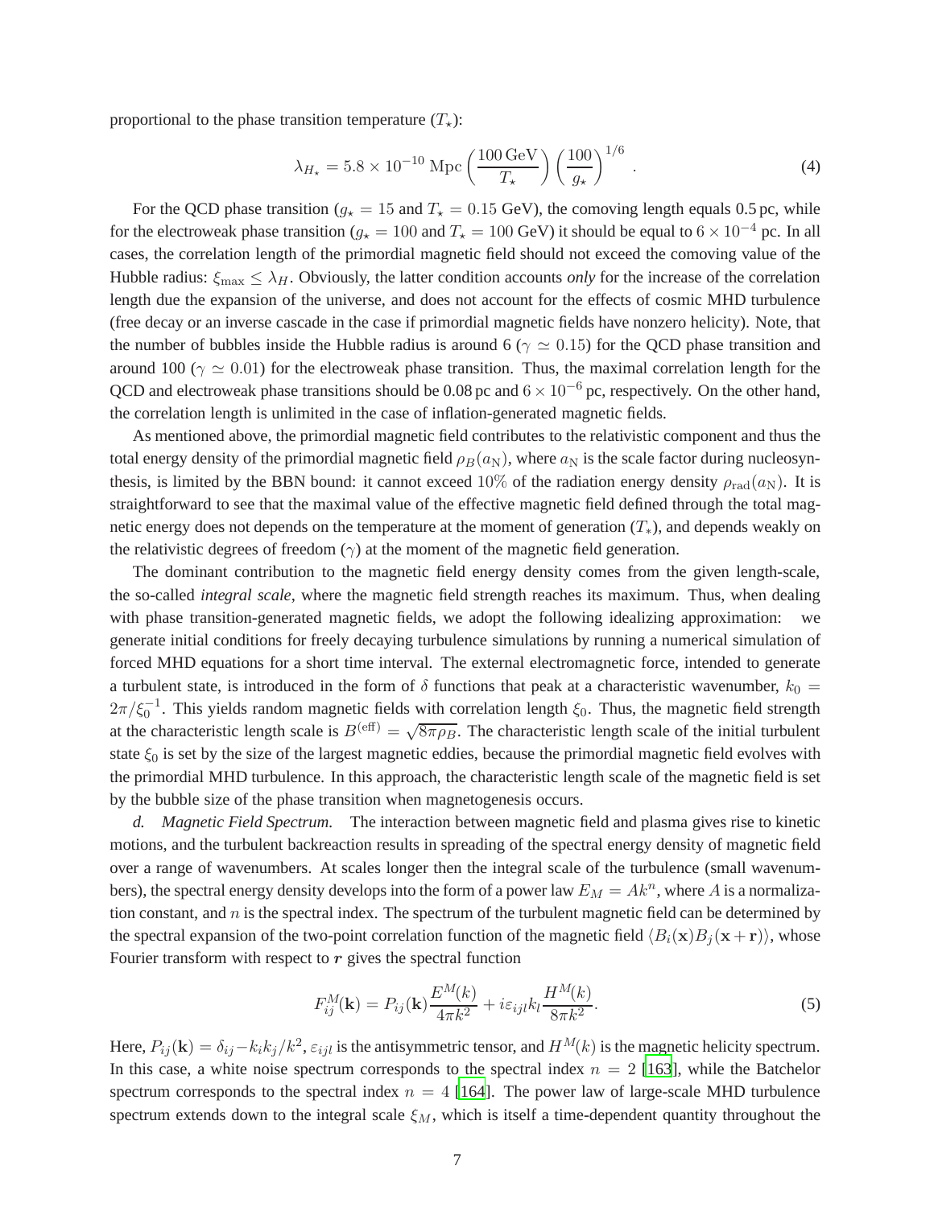proportional to the phase transition temperature ($T_\star$):

$$\lambda_{H_\star} = 5.8 \times 10^{-10}\ \mathrm{Mpc} \left(\frac{100\,\mathrm{GeV}}{T_\star}\right) \left(\frac{100}{g_\star}\right)^{1/6} . \tag{4}$$

For the QCD phase transition ($g_\star = 15$ and $T_\star = 0.15$ GeV), the comoving length equals 0.5 pc, while for the electroweak phase transition ($g_\star = 100$ and $T_\star = 100$ GeV) it should be equal to $6 \times 10^{-4}$ pc. In all cases, the correlation length of the primordial magnetic field should not exceed the comoving value of the Hubble radius: $\xi_{\max} \le \lambda_H$. Obviously, the latter condition accounts *only* for the increase of the correlation length due the expansion of the universe, and does not account for the effects of cosmic MHD turbulence (free decay or an inverse cascade in the case if primordial magnetic fields have nonzero helicity). Note, that the number of bubbles inside the Hubble radius is around 6 ($\gamma \simeq 0.15$) for the QCD phase transition and around 100 ($\gamma \simeq 0.01$) for the electroweak phase transition. Thus, the maximal correlation length for the QCD and electroweak phase transitions should be 0.08 pc and $6 \times 10^{-6}$ pc, respectively. On the other hand, the correlation length is unlimited in the case of inflation-generated magnetic fields.

As mentioned above, the primordial magnetic field contributes to the relativistic component and thus the total energy density of the primordial magnetic field $\rho_B(a_\mathrm{N})$, where $a_\mathrm{N}$ is the scale factor during nucleosynthesis, is limited by the BBN bound: it cannot exceed $10\%$ of the radiation energy density $\rho_{\mathrm{rad}}(a_\mathrm{N})$. It is straightforward to see that the maximal value of the effective magnetic field defined through the total magnetic energy does not depends on the temperature at the moment of generation ($T_*$), and depends weakly on the relativistic degrees of freedom ($\gamma$) at the moment of the magnetic field generation.

The dominant contribution to the magnetic field energy density comes from the given length-scale, the so-called *integral scale*, where the magnetic field strength reaches its maximum. Thus, when dealing with phase transition-generated magnetic fields, we adopt the following idealizing approximation: we generate initial conditions for freely decaying turbulence simulations by running a numerical simulation of forced MHD equations for a short time interval. The external electromagnetic force, intended to generate a turbulent state, is introduced in the form of $\delta$ functions that peak at a characteristic wavenumber, $k_0 = 2\pi/\xi_0^{-1}$. This yields random magnetic fields with correlation length $\xi_0$. Thus, the magnetic field strength at the characteristic length scale is $B^{(\mathrm{eff})} = \sqrt{8\pi\rho_B}$. The characteristic length scale of the initial turbulent state $\xi_0$ is set by the size of the largest magnetic eddies, because the primordial magnetic field evolves with the primordial MHD turbulence. In this approach, the characteristic length scale of the magnetic field is set by the bubble size of the phase transition when magnetogenesis occurs.

*d. Magnetic Field Spectrum.* The interaction between magnetic field and plasma gives rise to kinetic motions, and the turbulent backreaction results in spreading of the spectral energy density of magnetic field over a range of wavenumbers. At scales longer then the integral scale of the turbulence (small wavenumbers), the spectral energy density develops into the form of a power law $E_M = Ak^n$, where $A$ is a normalization constant, and $n$ is the spectral index. The spectrum of the turbulent magnetic field can be determined by the spectral expansion of the two-point correlation function of the magnetic field $\langle B_i(\mathbf{x})B_j(\mathbf{x}+\mathbf{r})\rangle$, whose Fourier transform with respect to $\boldsymbol{r}$ gives the spectral function

$$F_{ij}^M(\mathbf{k}) = P_{ij}(\mathbf{k})\frac{E^M(k)}{4\pi k^2} + i\varepsilon_{ijl}k_l\frac{H^M(k)}{8\pi k^2}. \tag{5}$$

Here, $P_{ij}(\mathbf{k}) = \delta_{ij} - k_ik_j/k^2$, $\varepsilon_{ijl}$ is the antisymmetric tensor, and $H^M(k)$ is the magnetic helicity spectrum. In this case, a white noise spectrum corresponds to the spectral index $n = 2$ [163], while the Batchelor spectrum corresponds to the spectral index $n = 4$ [164]. The power law of large-scale MHD turbulence spectrum extends down to the integral scale $\xi_M$, which is itself a time-dependent quantity throughout the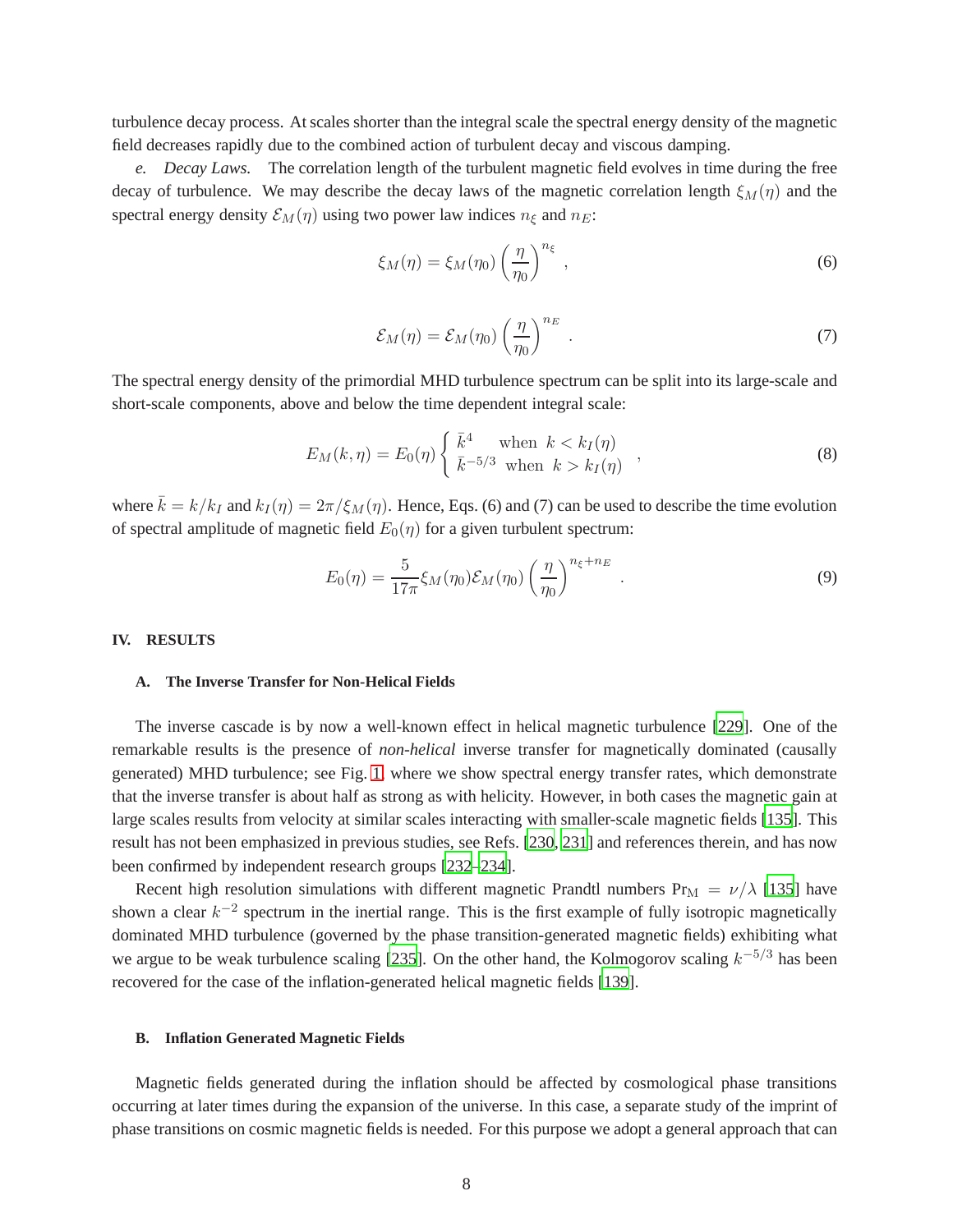turbulence decay process. At scales shorter than the integral scale the spectral energy density of the magnetic field decreases rapidly due to the combined action of turbulent decay and viscous damping.

*e. Decay Laws.* The correlation length of the turbulent magnetic field evolves in time during the free decay of turbulence. We may describe the decay laws of the magnetic correlation length $\xi_M(\eta)$ and the spectral energy density $\mathcal{E}_M(\eta)$ using two power law indices $n_\xi$ and $n_E$:

$$\xi_M(\eta) = \xi_M(\eta_0)\left(\frac{\eta}{\eta_0}\right)^{n_\xi}, \tag{6}$$

$$\mathcal{E}_M(\eta) = \mathcal{E}_M(\eta_0)\left(\frac{\eta}{\eta_0}\right)^{n_E}. \tag{7}$$

The spectral energy density of the primordial MHD turbulence spectrum can be split into its large-scale and short-scale components, above and below the time dependent integral scale:

$$E_M(k,\eta) = E_0(\eta)\begin{cases} \bar{k}^4 & \text{when } \; k < k_I(\eta) \\ \bar{k}^{-5/3} & \text{when } \; k > k_I(\eta) \end{cases}, \tag{8}$$

where $\bar{k} = k/k_I$ and $k_I(\eta) = 2\pi/\xi_M(\eta)$. Hence, Eqs. (6) and (7) can be used to describe the time evolution of spectral amplitude of magnetic field $E_0(\eta)$ for a given turbulent spectrum:

$$E_0(\eta) = \frac{5}{17\pi}\xi_M(\eta_0)\mathcal{E}_M(\eta_0)\left(\frac{\eta}{\eta_0}\right)^{n_\xi + n_E}. \tag{9}$$

## IV. RESULTS

### A. The Inverse Transfer for Non-Helical Fields

The inverse cascade is by now a well-known effect in helical magnetic turbulence [229]. One of the remarkable results is the presence of *non-helical* inverse transfer for magnetically dominated (causally generated) MHD turbulence; see Fig. 1, where we show spectral energy transfer rates, which demonstrate that the inverse transfer is about half as strong as with helicity. However, in both cases the magnetic gain at large scales results from velocity at similar scales interacting with smaller-scale magnetic fields [135]. This result has not been emphasized in previous studies, see Refs. [230, 231] and references therein, and has now been confirmed by independent research groups [232–234].

Recent high resolution simulations with different magnetic Prandtl numbers $\mathrm{Pr_M} = \nu/\lambda$ [135] have shown a clear $k^{-2}$ spectrum in the inertial range. This is the first example of fully isotropic magnetically dominated MHD turbulence (governed by the phase transition-generated magnetic fields) exhibiting what we argue to be weak turbulence scaling [235]. On the other hand, the Kolmogorov scaling $k^{-5/3}$ has been recovered for the case of the inflation-generated helical magnetic fields [139].

### B. Inflation Generated Magnetic Fields

Magnetic fields generated during the inflation should be affected by cosmological phase transitions occurring at later times during the expansion of the universe. In this case, a separate study of the imprint of phase transitions on cosmic magnetic fields is needed. For this purpose we adopt a general approach that can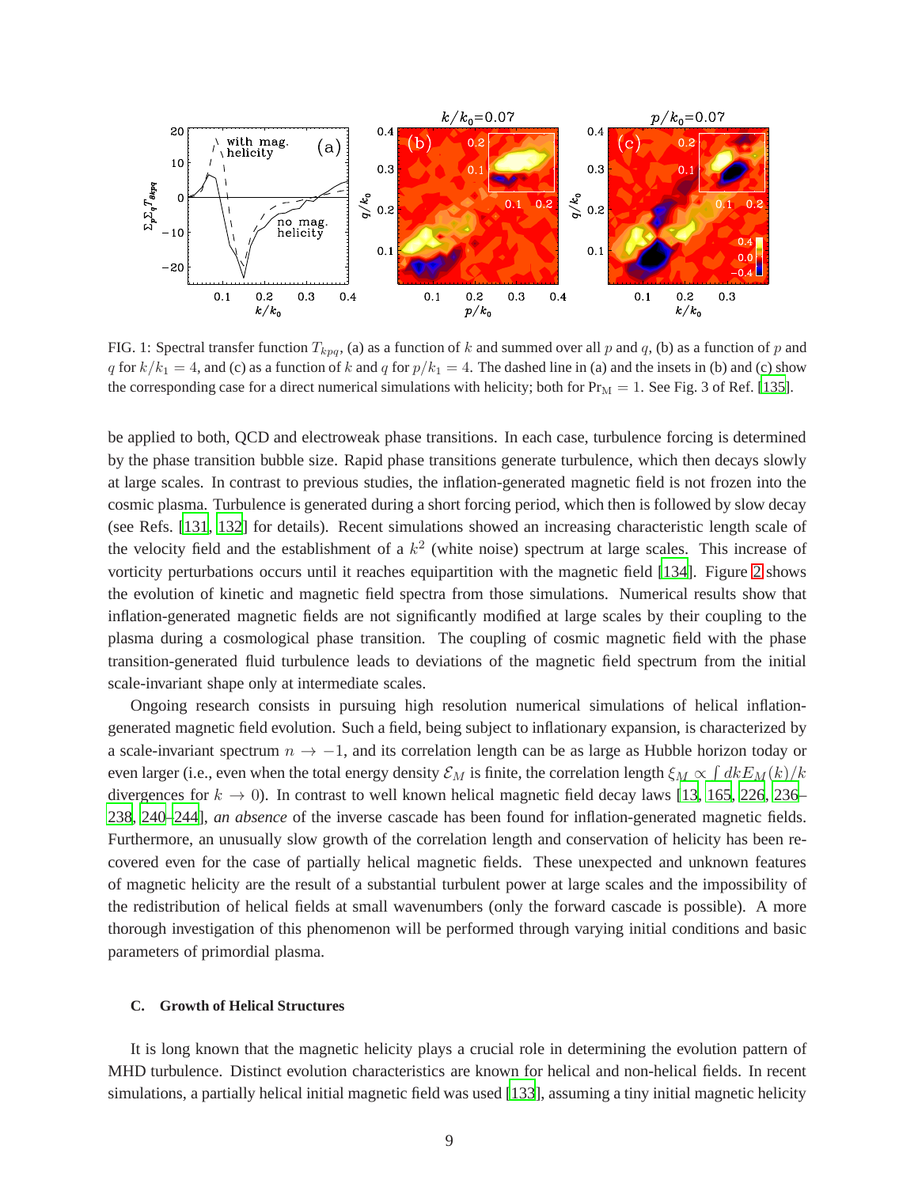FIG. 1: Spectral transfer function $T_{kpq}$, (a) as a function of $k$ and summed over all $p$ and $q$, (b) as a function of $p$ and $q$ for $k/k_1 = 4$, and (c) as a function of $k$ and $q$ for $p/k_1 = 4$. The dashed line in (a) and the insets in (b) and (c) show the corresponding case for a direct numerical simulations with helicity; both for $\mathrm{Pr_M} = 1$. See Fig. 3 of Ref. [135].

be applied to both, QCD and electroweak phase transitions. In each case, turbulence forcing is determined by the phase transition bubble size. Rapid phase transitions generate turbulence, which then decays slowly at large scales. In contrast to previous studies, the inflation-generated magnetic field is not frozen into the cosmic plasma. Turbulence is generated during a short forcing period, which then is followed by slow decay (see Refs. [131, 132] for details). Recent simulations showed an increasing characteristic length scale of the velocity field and the establishment of a $k^2$ (white noise) spectrum at large scales. This increase of vorticity perturbations occurs until it reaches equipartition with the magnetic field [134]. Figure 2 shows the evolution of kinetic and magnetic field spectra from those simulations. Numerical results show that inflation-generated magnetic fields are not significantly modified at large scales by their coupling to the plasma during a cosmological phase transition. The coupling of cosmic magnetic field with the phase transition-generated fluid turbulence leads to deviations of the magnetic field spectrum from the initial scale-invariant shape only at intermediate scales.

Ongoing research consists in pursuing high resolution numerical simulations of helical inflation-generated magnetic field evolution. Such a field, being subject to inflationary expansion, is characterized by a scale-invariant spectrum $n \to -1$, and its correlation length can be as large as Hubble horizon today or even larger (i.e., even when the total energy density $\mathcal{E}_M$ is finite, the correlation length $\xi_M \propto \int dk E_M(k)/k$ divergences for $k \to 0$). In contrast to well known helical magnetic field decay laws [13, 165, 226, 236–238, 240–244], *an absence* of the inverse cascade has been found for inflation-generated magnetic fields. Furthermore, an unusually slow growth of the correlation length and conservation of helicity has been recovered even for the case of partially helical magnetic fields. These unexpected and unknown features of magnetic helicity are the result of a substantial turbulent power at large scales and the impossibility of the redistribution of helical fields at small wavenumbers (only the forward cascade is possible). A more thorough investigation of this phenomenon will be performed through varying initial conditions and basic parameters of primordial plasma.

### C. Growth of Helical Structures

It is long known that the magnetic helicity plays a crucial role in determining the evolution pattern of MHD turbulence. Distinct evolution characteristics are known for helical and non-helical fields. In recent simulations, a partially helical initial magnetic field was used [133], assuming a tiny initial magnetic helicity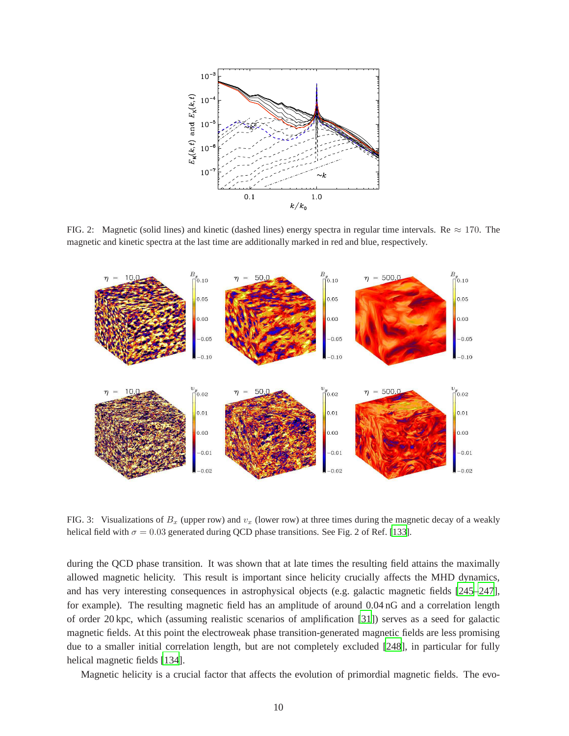FIG. 2: Magnetic (solid lines) and kinetic (dashed lines) energy spectra in regular time intervals. Re $\approx 170$. The magnetic and kinetic spectra at the last time are additionally marked in red and blue, respectively.

FIG. 3: Visualizations of $B_x$ (upper row) and $v_x$ (lower row) at three times during the magnetic decay of a weakly helical field with $\sigma = 0.03$ generated during QCD phase transitions. See Fig. 2 of Ref. [133].

during the QCD phase transition. It was shown that at late times the resulting field attains the maximally allowed magnetic helicity. This result is important since helicity crucially affects the MHD dynamics, and has very interesting consequences in astrophysical objects (e.g. galactic magnetic fields [245–247], for example). The resulting magnetic field has an amplitude of around 0.04 nG and a correlation length of order 20 kpc, which (assuming realistic scenarios of amplification [31]) serves as a seed for galactic magnetic fields. At this point the electroweak phase transition-generated magnetic fields are less promising due to a smaller initial correlation length, but are not completely excluded [248], in particular for fully helical magnetic fields [134].

Magnetic helicity is a crucial factor that affects the evolution of primordial magnetic fields. The evo-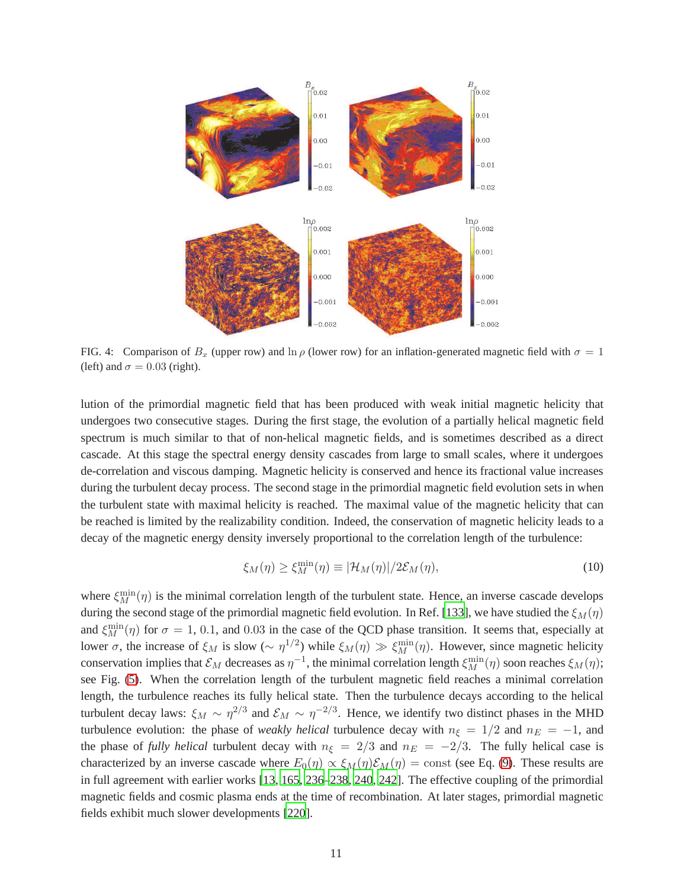FIG. 4: Comparison of $B_x$ (upper row) and $\ln\rho$ (lower row) for an inflation-generated magnetic field with $\sigma = 1$ (left) and $\sigma = 0.03$ (right).

lution of the primordial magnetic field that has been produced with weak initial magnetic helicity that undergoes two consecutive stages. During the first stage, the evolution of a partially helical magnetic field spectrum is much similar to that of non-helical magnetic fields, and is sometimes described as a direct cascade. At this stage the spectral energy density cascades from large to small scales, where it undergoes de-correlation and viscous damping. Magnetic helicity is conserved and hence its fractional value increases during the turbulent decay process. The second stage in the primordial magnetic field evolution sets in when the turbulent state with maximal helicity is reached. The maximal value of the magnetic helicity that can be reached is limited by the realizability condition. Indeed, the conservation of magnetic helicity leads to a decay of the magnetic energy density inversely proportional to the correlation length of the turbulence:

$$\xi_M(\eta) \geq \xi_M^{\min}(\eta) \equiv |\mathcal{H}_M(\eta)|/2\mathcal{E}_M(\eta), \tag{10}$$

where $\xi_M^{\min}(\eta)$ is the minimal correlation length of the turbulent state. Hence, an inverse cascade develops during the second stage of the primordial magnetic field evolution. In Ref. [133], we have studied the $\xi_M(\eta)$ and $\xi_M^{\min}(\eta)$ for $\sigma = 1$, $0.1$, and $0.03$ in the case of the QCD phase transition. It seems that, especially at lower $\sigma$, the increase of $\xi_M$ is slow ($\sim \eta^{1/2}$) while $\xi_M(\eta) \gg \xi_M^{\min}(\eta)$. However, since magnetic helicity conservation implies that $\mathcal{E}_M$ decreases as $\eta^{-1}$, the minimal correlation length $\xi_M^{\min}(\eta)$ soon reaches $\xi_M(\eta)$; see Fig. (5). When the correlation length of the turbulent magnetic field reaches a minimal correlation length, the turbulence reaches its fully helical state. Then the turbulence decays according to the helical turbulent decay laws: $\xi_M \sim \eta^{2/3}$ and $\mathcal{E}_M \sim \eta^{-2/3}$. Hence, we identify two distinct phases in the MHD turbulence evolution: the phase of *weakly helical* turbulence decay with $n_\xi = 1/2$ and $n_E = -1$, and the phase of *fully helical* turbulent decay with $n_\xi = 2/3$ and $n_E = -2/3$. The fully helical case is characterized by an inverse cascade where $E_0(\eta) \propto \xi_M(\eta)\mathcal{E}_M(\eta) = \text{const}$ (see Eq. (9). These results are in full agreement with earlier works [13, 165, 236–238, 240, 242]. The effective coupling of the primordial magnetic fields and cosmic plasma ends at the time of recombination. At later stages, primordial magnetic fields exhibit much slower developments [220].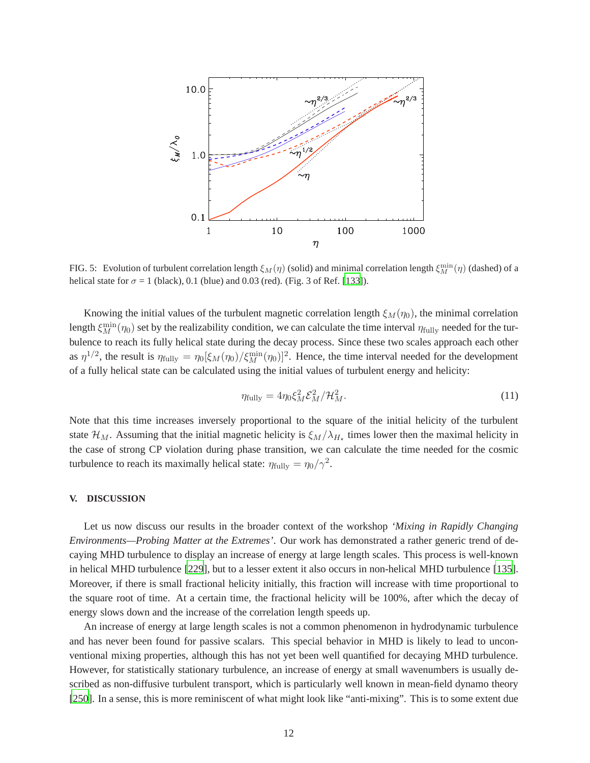FIG. 5: Evolution of turbulent correlation length $\xi_M(\eta)$ (solid) and minimal correlation length $\xi_M^{\min}(\eta)$ (dashed) of a helical state for $\sigma$ = 1 (black), 0.1 (blue) and 0.03 (red). (Fig. 3 of Ref. [133]).

Knowing the initial values of the turbulent magnetic correlation length $\xi_M(\eta_0)$, the minimal correlation length $\xi_M^{\min}(\eta_0)$ set by the realizability condition, we can calculate the time interval $\eta_{\rm fully}$ needed for the turbulence to reach its fully helical state during the decay process. Since these two scales approach each other as $\eta^{1/2}$, the result is $\eta_{\rm fully} = \eta_0[\xi_M(\eta_0)/\xi_M^{\min}(\eta_0)]^2$. Hence, the time interval needed for the development of a fully helical state can be calculated using the initial values of turbulent energy and helicity:

$$\eta_{\rm fully} = 4\eta_0\xi_M^2\mathcal{E}_M^2/\mathcal{H}_M^2. \tag{11}$$

Note that this time increases inversely proportional to the square of the initial helicity of the turbulent state $\mathcal{H}_M$. Assuming that the initial magnetic helicity is $\xi_M/\lambda_{H_\star}$ times lower then the maximal helicity in the case of strong CP violation during phase transition, we can calculate the time needed for the cosmic turbulence to reach its maximally helical state: $\eta_{\rm fully} = \eta_0/\gamma^2$.

## V. DISCUSSION

Let us now discuss our results in the broader context of the workshop *'Mixing in Rapidly Changing Environments—Probing Matter at the Extremes'*. Our work has demonstrated a rather generic trend of decaying MHD turbulence to display an increase of energy at large length scales. This process is well-known in helical MHD turbulence [229], but to a lesser extent it also occurs in non-helical MHD turbulence [135]. Moreover, if there is small fractional helicity initially, this fraction will increase with time proportional to the square root of time. At a certain time, the fractional helicity will be 100%, after which the decay of energy slows down and the increase of the correlation length speeds up.

An increase of energy at large length scales is not a common phenomenon in hydrodynamic turbulence and has never been found for passive scalars. This special behavior in MHD is likely to lead to unconventional mixing properties, although this has not yet been well quantified for decaying MHD turbulence. However, for statistically stationary turbulence, an increase of energy at small wavenumbers is usually described as non-diffusive turbulent transport, which is particularly well known in mean-field dynamo theory [250]. In a sense, this is more reminiscent of what might look like "anti-mixing". This is to some extent due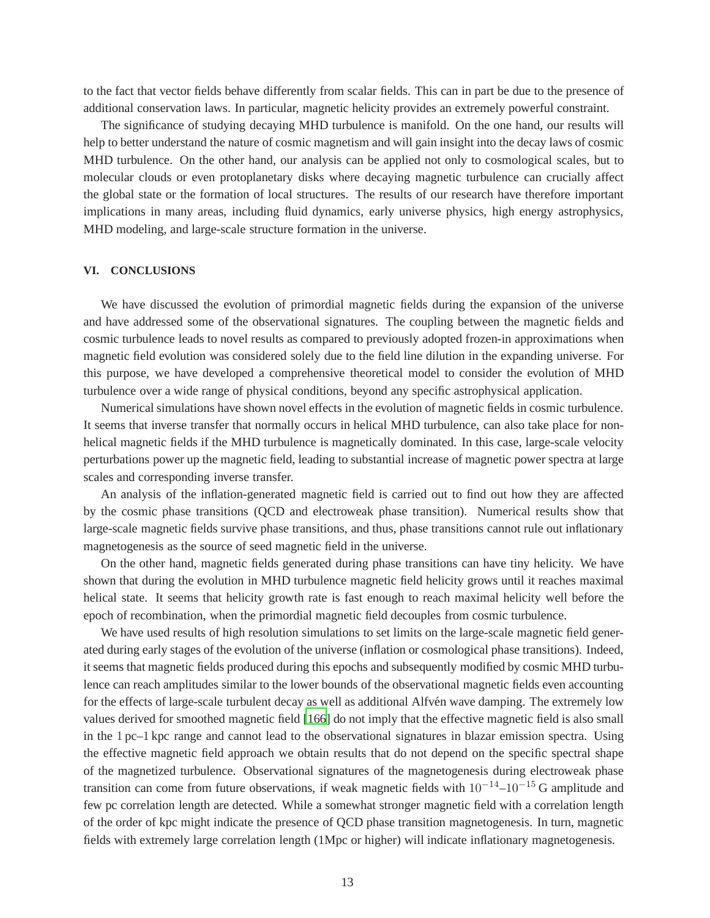to the fact that vector fields behave differently from scalar fields. This can in part be due to the presence of additional conservation laws. In particular, magnetic helicity provides an extremely powerful constraint.

The significance of studying decaying MHD turbulence is manifold. On the one hand, our results will help to better understand the nature of cosmic magnetism and will gain insight into the decay laws of cosmic MHD turbulence. On the other hand, our analysis can be applied not only to cosmological scales, but to molecular clouds or even protoplanetary disks where decaying magnetic turbulence can crucially affect the global state or the formation of local structures. The results of our research have therefore important implications in many areas, including fluid dynamics, early universe physics, high energy astrophysics, MHD modeling, and large-scale structure formation in the universe.

## VI. CONCLUSIONS

We have discussed the evolution of primordial magnetic fields during the expansion of the universe and have addressed some of the observational signatures. The coupling between the magnetic fields and cosmic turbulence leads to novel results as compared to previously adopted frozen-in approximations when magnetic field evolution was considered solely due to the field line dilution in the expanding universe. For this purpose, we have developed a comprehensive theoretical model to consider the evolution of MHD turbulence over a wide range of physical conditions, beyond any specific astrophysical application.

Numerical simulations have shown novel effects in the evolution of magnetic fields in cosmic turbulence. It seems that inverse transfer that normally occurs in helical MHD turbulence, can also take place for non-helical magnetic fields if the MHD turbulence is magnetically dominated. In this case, large-scale velocity perturbations power up the magnetic field, leading to substantial increase of magnetic power spectra at large scales and corresponding inverse transfer.

An analysis of the inflation-generated magnetic field is carried out to find out how they are affected by the cosmic phase transitions (QCD and electroweak phase transition). Numerical results show that large-scale magnetic fields survive phase transitions, and thus, phase transitions cannot rule out inflationary magnetogenesis as the source of seed magnetic field in the universe.

On the other hand, magnetic fields generated during phase transitions can have tiny helicity. We have shown that during the evolution in MHD turbulence magnetic field helicity grows until it reaches maximal helical state. It seems that helicity growth rate is fast enough to reach maximal helicity well before the epoch of recombination, when the primordial magnetic field decouples from cosmic turbulence.

We have used results of high resolution simulations to set limits on the large-scale magnetic field generated during early stages of the evolution of the universe (inflation or cosmological phase transitions). Indeed, it seems that magnetic fields produced during this epochs and subsequently modified by cosmic MHD turbulence can reach amplitudes similar to the lower bounds of the observational magnetic fields even accounting for the effects of large-scale turbulent decay as well as additional Alfvén wave damping. The extremely low values derived for smoothed magnetic field [166] do not imply that the effective magnetic field is also small in the 1 pc–1 kpc range and cannot lead to the observational signatures in blazar emission spectra. Using the effective magnetic field approach we obtain results that do not depend on the specific spectral shape of the magnetized turbulence. Observational signatures of the magnetogenesis during electroweak phase transition can come from future observations, if weak magnetic fields with $10^{-14}$–$10^{-15}$ G amplitude and few pc correlation length are detected. While a somewhat stronger magnetic field with a correlation length of the order of kpc might indicate the presence of QCD phase transition magnetogenesis. In turn, magnetic fields with extremely large correlation length (1Mpc or higher) will indicate inflationary magnetogenesis.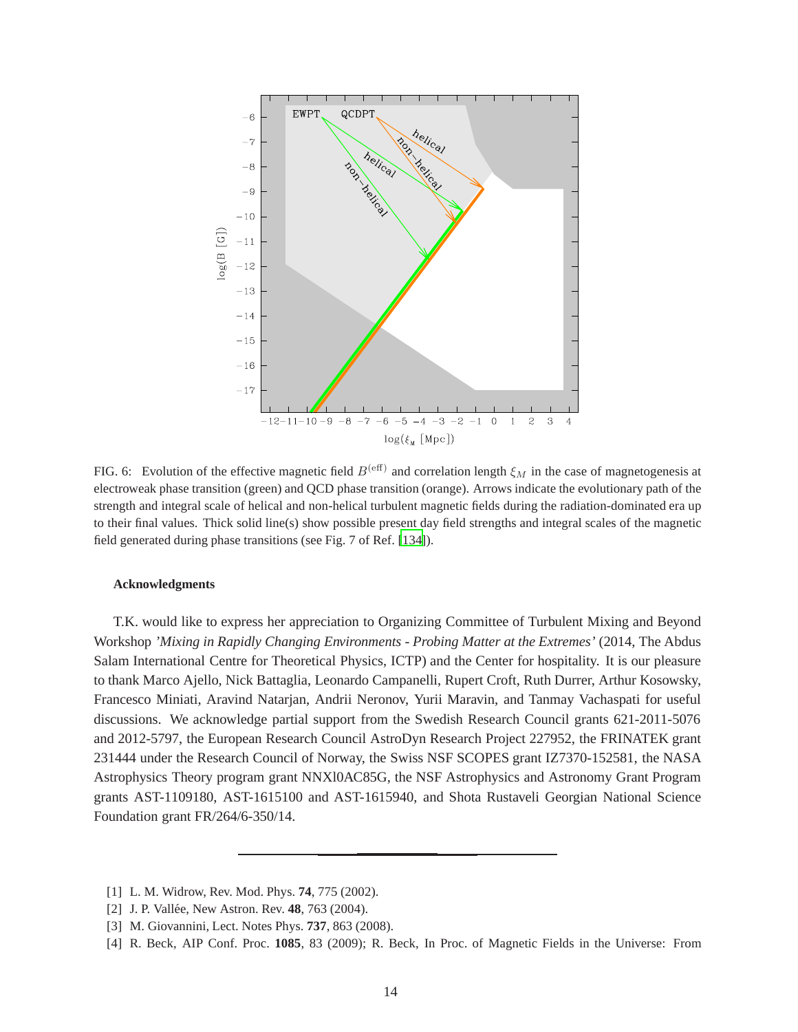FIG. 6: Evolution of the effective magnetic field $B^{(\mathrm{eff})}$ and correlation length $\xi_M$ in the case of magnetogenesis at electroweak phase transition (green) and QCD phase transition (orange). Arrows indicate the evolutionary path of the strength and integral scale of helical and non-helical turbulent magnetic fields during the radiation-dominated era up to their final values. Thick solid line(s) show possible present day field strengths and integral scales of the magnetic field generated during phase transitions (see Fig. 7 of Ref. [134]).

#### Acknowledgments

T.K. would like to express her appreciation to Organizing Committee of Turbulent Mixing and Beyond Workshop *'Mixing in Rapidly Changing Environments - Probing Matter at the Extremes'* (2014, The Abdus Salam International Centre for Theoretical Physics, ICTP) and the Center for hospitality. It is our pleasure to thank Marco Ajello, Nick Battaglia, Leonardo Campanelli, Rupert Croft, Ruth Durrer, Arthur Kosowsky, Francesco Miniati, Aravind Natarjan, Andrii Neronov, Yurii Maravin, and Tanmay Vachaspati for useful discussions. We acknowledge partial support from the Swedish Research Council grants 621-2011-5076 and 2012-5797, the European Research Council AstroDyn Research Project 227952, the FRINATEK grant 231444 under the Research Council of Norway, the Swiss NSF SCOPES grant IZ7370-152581, the NASA Astrophysics Theory program grant NNXl0AC85G, the NSF Astrophysics and Astronomy Grant Program grants AST-1109180, AST-1615100 and AST-1615940, and Shota Rustaveli Georgian National Science Foundation grant FR/264/6-350/14.

---

[1] L. M. Widrow, Rev. Mod. Phys. **74**, 775 (2002).

[2] J. P. Vallée, New Astron. Rev. **48**, 763 (2004).

[3] M. Giovannini, Lect. Notes Phys. **737**, 863 (2008).

[4] R. Beck, AIP Conf. Proc. **1085**, 83 (2009); R. Beck, In Proc. of Magnetic Fields in the Universe: From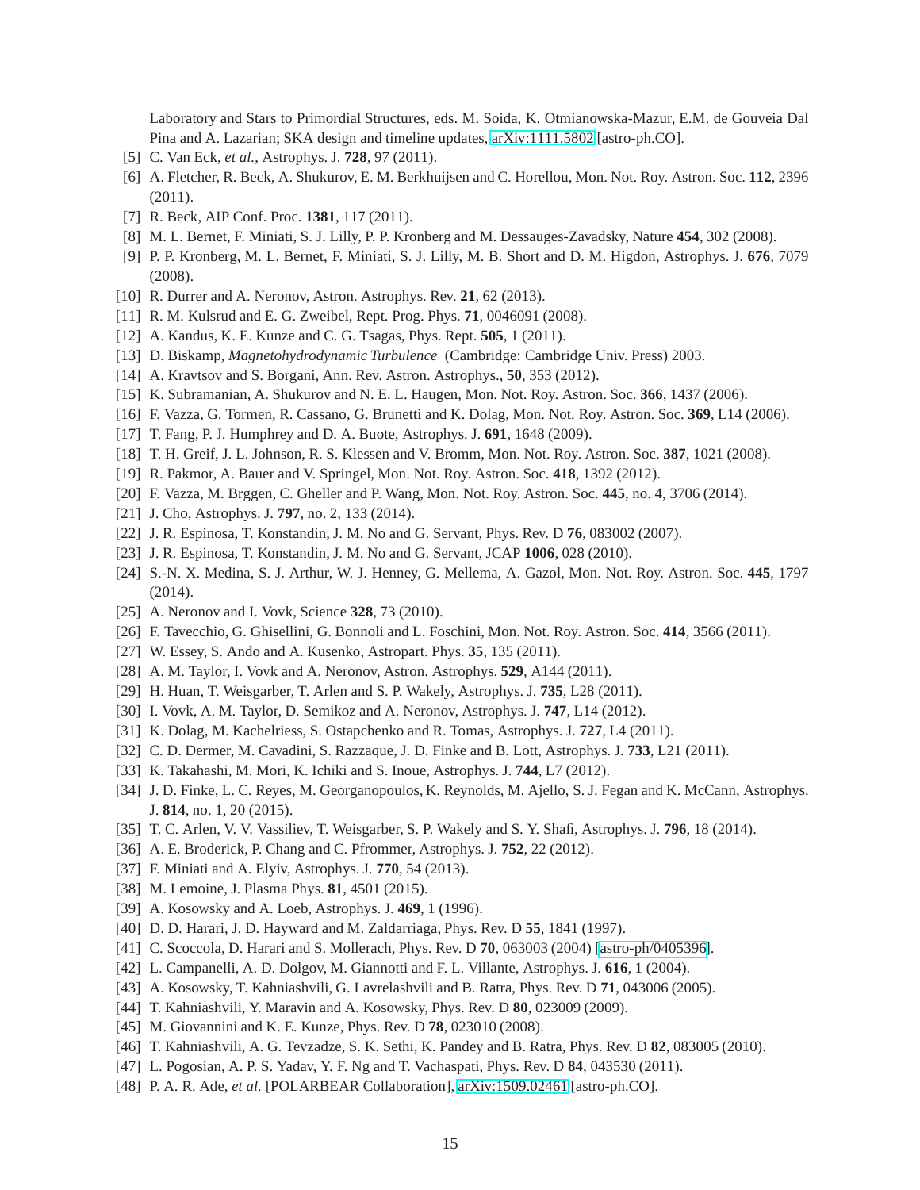Laboratory and Stars to Primordial Structures, eds. M. Soida, K. Otmianowska-Mazur, E.M. de Gouveia Dal Pina and A. Lazarian; SKA design and timeline updates, arXiv:1111.5802 [astro-ph.CO].

[5] C. Van Eck, *et al.*, Astrophys. J. **728**, 97 (2011).

[6] A. Fletcher, R. Beck, A. Shukurov, E. M. Berkhuijsen and C. Horellou, Mon. Not. Roy. Astron. Soc. **112**, 2396 (2011).

[7] R. Beck, AIP Conf. Proc. **1381**, 117 (2011).

[8] M. L. Bernet, F. Miniati, S. J. Lilly, P. P. Kronberg and M. Dessauges-Zavadsky, Nature **454**, 302 (2008).

[9] P. P. Kronberg, M. L. Bernet, F. Miniati, S. J. Lilly, M. B. Short and D. M. Higdon, Astrophys. J. **676**, 7079 (2008).

[10] R. Durrer and A. Neronov, Astron. Astrophys. Rev. **21**, 62 (2013).

[11] R. M. Kulsrud and E. G. Zweibel, Rept. Prog. Phys. **71**, 0046091 (2008).

[12] A. Kandus, K. E. Kunze and C. G. Tsagas, Phys. Rept. **505**, 1 (2011).

[13] D. Biskamp, *Magnetohydrodynamic Turbulence* (Cambridge: Cambridge Univ. Press) 2003.

[14] A. Kravtsov and S. Borgani, Ann. Rev. Astron. Astrophys., **50**, 353 (2012).

[15] K. Subramanian, A. Shukurov and N. E. L. Haugen, Mon. Not. Roy. Astron. Soc. **366**, 1437 (2006).

[16] F. Vazza, G. Tormen, R. Cassano, G. Brunetti and K. Dolag, Mon. Not. Roy. Astron. Soc. **369**, L14 (2006).

[17] T. Fang, P. J. Humphrey and D. A. Buote, Astrophys. J. **691**, 1648 (2009).

[18] T. H. Greif, J. L. Johnson, R. S. Klessen and V. Bromm, Mon. Not. Roy. Astron. Soc. **387**, 1021 (2008).

[19] R. Pakmor, A. Bauer and V. Springel, Mon. Not. Roy. Astron. Soc. **418**, 1392 (2012).

[20] F. Vazza, M. Brggen, C. Gheller and P. Wang, Mon. Not. Roy. Astron. Soc. **445**, no. 4, 3706 (2014).

[21] J. Cho, Astrophys. J. **797**, no. 2, 133 (2014).

[22] J. R. Espinosa, T. Konstandin, J. M. No and G. Servant, Phys. Rev. D **76**, 083002 (2007).

[23] J. R. Espinosa, T. Konstandin, J. M. No and G. Servant, JCAP **1006**, 028 (2010).

[24] S.-N. X. Medina, S. J. Arthur, W. J. Henney, G. Mellema, A. Gazol, Mon. Not. Roy. Astron. Soc. **445**, 1797 (2014).

[25] A. Neronov and I. Vovk, Science **328**, 73 (2010).

[26] F. Tavecchio, G. Ghisellini, G. Bonnoli and L. Foschini, Mon. Not. Roy. Astron. Soc. **414**, 3566 (2011).

[27] W. Essey, S. Ando and A. Kusenko, Astropart. Phys. **35**, 135 (2011).

[28] A. M. Taylor, I. Vovk and A. Neronov, Astron. Astrophys. **529**, A144 (2011).

[29] H. Huan, T. Weisgarber, T. Arlen and S. P. Wakely, Astrophys. J. **735**, L28 (2011).

[30] I. Vovk, A. M. Taylor, D. Semikoz and A. Neronov, Astrophys. J. **747**, L14 (2012).

[31] K. Dolag, M. Kachelriess, S. Ostapchenko and R. Tomas, Astrophys. J. **727**, L4 (2011).

[32] C. D. Dermer, M. Cavadini, S. Razzaque, J. D. Finke and B. Lott, Astrophys. J. **733**, L21 (2011).

[33] K. Takahashi, M. Mori, K. Ichiki and S. Inoue, Astrophys. J. **744**, L7 (2012).

[34] J. D. Finke, L. C. Reyes, M. Georganopoulos, K. Reynolds, M. Ajello, S. J. Fegan and K. McCann, Astrophys. J. **814**, no. 1, 20 (2015).

[35] T. C. Arlen, V. V. Vassiliev, T. Weisgarber, S. P. Wakely and S. Y. Shafi, Astrophys. J. **796**, 18 (2014).

[36] A. E. Broderick, P. Chang and C. Pfrommer, Astrophys. J. **752**, 22 (2012).

[37] F. Miniati and A. Elyiv, Astrophys. J. **770**, 54 (2013).

[38] M. Lemoine, J. Plasma Phys. **81**, 4501 (2015).

[39] A. Kosowsky and A. Loeb, Astrophys. J. **469**, 1 (1996).

[40] D. D. Harari, J. D. Hayward and M. Zaldarriaga, Phys. Rev. D **55**, 1841 (1997).

[41] C. Scoccola, D. Harari and S. Mollerach, Phys. Rev. D **70**, 063003 (2004) [astro-ph/0405396].

[42] L. Campanelli, A. D. Dolgov, M. Giannotti and F. L. Villante, Astrophys. J. **616**, 1 (2004).

[43] A. Kosowsky, T. Kahniashvili, G. Lavrelashvili and B. Ratra, Phys. Rev. D **71**, 043006 (2005).

[44] T. Kahniashvili, Y. Maravin and A. Kosowsky, Phys. Rev. D **80**, 023009 (2009).

[45] M. Giovannini and K. E. Kunze, Phys. Rev. D **78**, 023010 (2008).

[46] T. Kahniashvili, A. G. Tevzadze, S. K. Sethi, K. Pandey and B. Ratra, Phys. Rev. D **82**, 083005 (2010).

[47] L. Pogosian, A. P. S. Yadav, Y. F. Ng and T. Vachaspati, Phys. Rev. D **84**, 043530 (2011).

[48] P. A. R. Ade, *et al.* [POLARBEAR Collaboration], arXiv:1509.02461 [astro-ph.CO].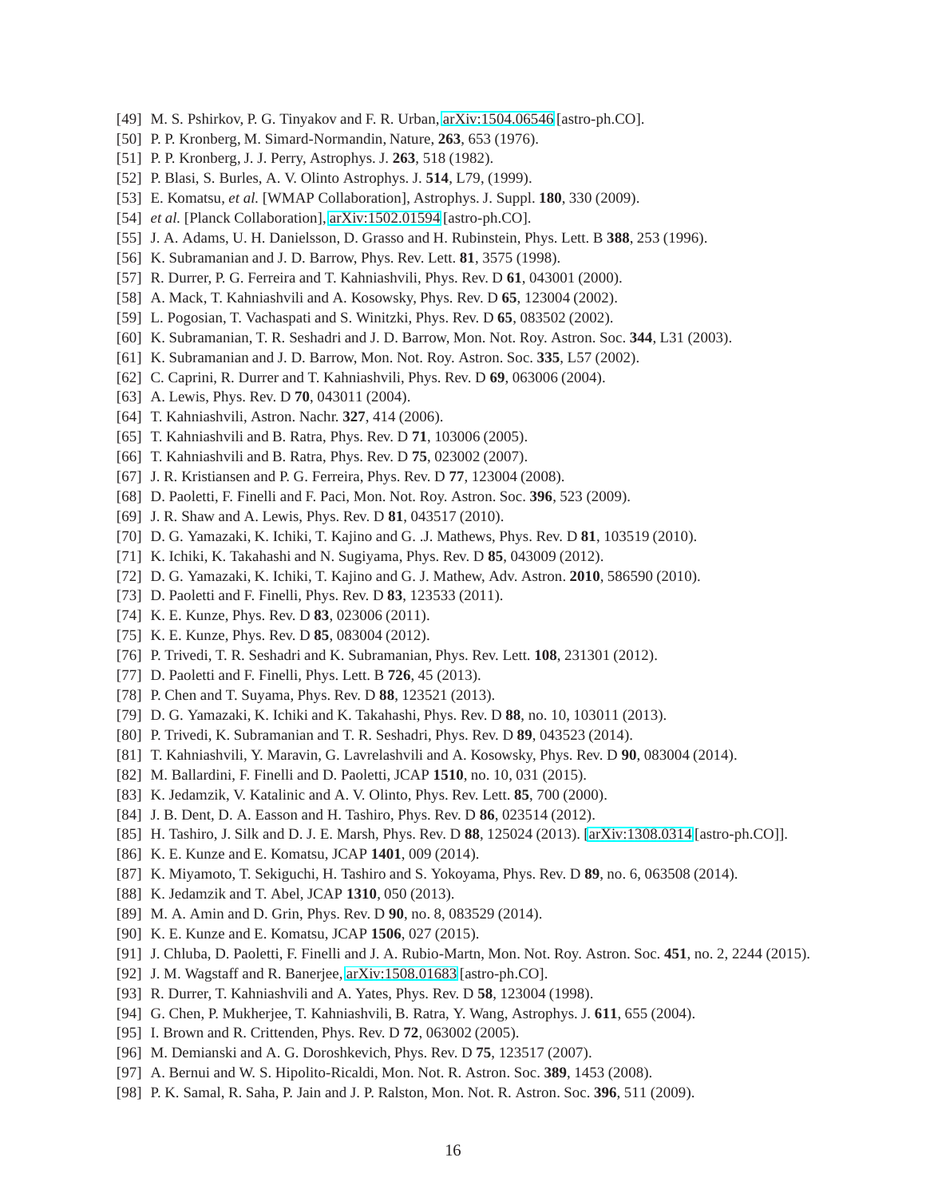[49] M. S. Pshirkov, P. G. Tinyakov and F. R. Urban, arXiv:1504.06546 [astro-ph.CO].
[50] P. P. Kronberg, M. Simard-Normandin, Nature, **263**, 653 (1976).
[51] P. P. Kronberg, J. J. Perry, Astrophys. J. **263**, 518 (1982).
[52] P. Blasi, S. Burles, A. V. Olinto Astrophys. J. **514**, L79, (1999).
[53] E. Komatsu, *et al.* [WMAP Collaboration], Astrophys. J. Suppl. **180**, 330 (2009).
[54] *et al.* [Planck Collaboration], arXiv:1502.01594 [astro-ph.CO].
[55] J. A. Adams, U. H. Danielsson, D. Grasso and H. Rubinstein, Phys. Lett. B **388**, 253 (1996).
[56] K. Subramanian and J. D. Barrow, Phys. Rev. Lett. **81**, 3575 (1998).
[57] R. Durrer, P. G. Ferreira and T. Kahniashvili, Phys. Rev. D **61**, 043001 (2000).
[58] A. Mack, T. Kahniashvili and A. Kosowsky, Phys. Rev. D **65**, 123004 (2002).
[59] L. Pogosian, T. Vachaspati and S. Winitzki, Phys. Rev. D **65**, 083502 (2002).
[60] K. Subramanian, T. R. Seshadri and J. D. Barrow, Mon. Not. Roy. Astron. Soc. **344**, L31 (2003).
[61] K. Subramanian and J. D. Barrow, Mon. Not. Roy. Astron. Soc. **335**, L57 (2002).
[62] C. Caprini, R. Durrer and T. Kahniashvili, Phys. Rev. D **69**, 063006 (2004).
[63] A. Lewis, Phys. Rev. D **70**, 043011 (2004).
[64] T. Kahniashvili, Astron. Nachr. **327**, 414 (2006).
[65] T. Kahniashvili and B. Ratra, Phys. Rev. D **71**, 103006 (2005).
[66] T. Kahniashvili and B. Ratra, Phys. Rev. D **75**, 023002 (2007).
[67] J. R. Kristiansen and P. G. Ferreira, Phys. Rev. D **77**, 123004 (2008).
[68] D. Paoletti, F. Finelli and F. Paci, Mon. Not. Roy. Astron. Soc. **396**, 523 (2009).
[69] J. R. Shaw and A. Lewis, Phys. Rev. D **81**, 043517 (2010).
[70] D. G. Yamazaki, K. Ichiki, T. Kajino and G. .J. Mathews, Phys. Rev. D **81**, 103519 (2010).
[71] K. Ichiki, K. Takahashi and N. Sugiyama, Phys. Rev. D **85**, 043009 (2012).
[72] D. G. Yamazaki, K. Ichiki, T. Kajino and G. J. Mathew, Adv. Astron. **2010**, 586590 (2010).
[73] D. Paoletti and F. Finelli, Phys. Rev. D **83**, 123533 (2011).
[74] K. E. Kunze, Phys. Rev. D **83**, 023006 (2011).
[75] K. E. Kunze, Phys. Rev. D **85**, 083004 (2012).
[76] P. Trivedi, T. R. Seshadri and K. Subramanian, Phys. Rev. Lett. **108**, 231301 (2012).
[77] D. Paoletti and F. Finelli, Phys. Lett. B **726**, 45 (2013).
[78] P. Chen and T. Suyama, Phys. Rev. D **88**, 123521 (2013).
[79] D. G. Yamazaki, K. Ichiki and K. Takahashi, Phys. Rev. D **88**, no. 10, 103011 (2013).
[80] P. Trivedi, K. Subramanian and T. R. Seshadri, Phys. Rev. D **89**, 043523 (2014).
[81] T. Kahniashvili, Y. Maravin, G. Lavrelashvili and A. Kosowsky, Phys. Rev. D **90**, 083004 (2014).
[82] M. Ballardini, F. Finelli and D. Paoletti, JCAP **1510**, no. 10, 031 (2015).
[83] K. Jedamzik, V. Katalinic and A. V. Olinto, Phys. Rev. Lett. **85**, 700 (2000).
[84] J. B. Dent, D. A. Easson and H. Tashiro, Phys. Rev. D **86**, 023514 (2012).
[85] H. Tashiro, J. Silk and D. J. E. Marsh, Phys. Rev. D **88**, 125024 (2013). [arXiv:1308.0314 [astro-ph.CO]].
[86] K. E. Kunze and E. Komatsu, JCAP **1401**, 009 (2014).
[87] K. Miyamoto, T. Sekiguchi, H. Tashiro and S. Yokoyama, Phys. Rev. D **89**, no. 6, 063508 (2014).
[88] K. Jedamzik and T. Abel, JCAP **1310**, 050 (2013).
[89] M. A. Amin and D. Grin, Phys. Rev. D **90**, no. 8, 083529 (2014).
[90] K. E. Kunze and E. Komatsu, JCAP **1506**, 027 (2015).
[91] J. Chluba, D. Paoletti, F. Finelli and J. A. Rubio-Martn, Mon. Not. Roy. Astron. Soc. **451**, no. 2, 2244 (2015).
[92] J. M. Wagstaff and R. Banerjee, arXiv:1508.01683 [astro-ph.CO].
[93] R. Durrer, T. Kahniashvili and A. Yates, Phys. Rev. D **58**, 123004 (1998).
[94] G. Chen, P. Mukherjee, T. Kahniashvili, B. Ratra, Y. Wang, Astrophys. J. **611**, 655 (2004).
[95] I. Brown and R. Crittenden, Phys. Rev. D **72**, 063002 (2005).
[96] M. Demianski and A. G. Doroshkevich, Phys. Rev. D **75**, 123517 (2007).
[97] A. Bernui and W. S. Hipolito-Ricaldi, Mon. Not. R. Astron. Soc. **389**, 1453 (2008).
[98] P. K. Samal, R. Saha, P. Jain and J. P. Ralston, Mon. Not. R. Astron. Soc. **396**, 511 (2009).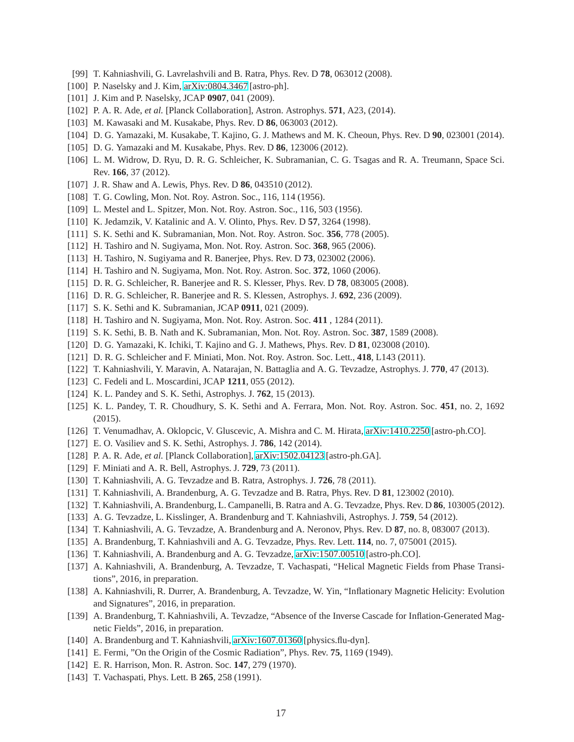[99] T. Kahniashvili, G. Lavrelashvili and B. Ratra, Phys. Rev. D **78**, 063012 (2008).
[100] P. Naselsky and J. Kim, arXiv:0804.3467 [astro-ph].
[101] J. Kim and P. Naselsky, JCAP **0907**, 041 (2009).
[102] P. A. R. Ade, *et al.* [Planck Collaboration], Astron. Astrophys. **571**, A23, (2014).
[103] M. Kawasaki and M. Kusakabe, Phys. Rev. D **86**, 063003 (2012).
[104] D. G. Yamazaki, M. Kusakabe, T. Kajino, G. J. Mathews and M. K. Cheoun, Phys. Rev. D **90**, 023001 (2014).
[105] D. G. Yamazaki and M. Kusakabe, Phys. Rev. D **86**, 123006 (2012).
[106] L. M. Widrow, D. Ryu, D. R. G. Schleicher, K. Subramanian, C. G. Tsagas and R. A. Treumann, Space Sci. Rev. **166**, 37 (2012).
[107] J. R. Shaw and A. Lewis, Phys. Rev. D **86**, 043510 (2012).
[108] T. G. Cowling, Mon. Not. Roy. Astron. Soc., 116, 114 (1956).
[109] L. Mestel and L. Spitzer, Mon. Not. Roy. Astron. Soc., 116, 503 (1956).
[110] K. Jedamzik, V. Katalinic and A. V. Olinto, Phys. Rev. D **57**, 3264 (1998).
[111] S. K. Sethi and K. Subramanian, Mon. Not. Roy. Astron. Soc. **356**, 778 (2005).
[112] H. Tashiro and N. Sugiyama, Mon. Not. Roy. Astron. Soc. **368**, 965 (2006).
[113] H. Tashiro, N. Sugiyama and R. Banerjee, Phys. Rev. D **73**, 023002 (2006).
[114] H. Tashiro and N. Sugiyama, Mon. Not. Roy. Astron. Soc. **372**, 1060 (2006).
[115] D. R. G. Schleicher, R. Banerjee and R. S. Klesser, Phys. Rev. D **78**, 083005 (2008).
[116] D. R. G. Schleicher, R. Banerjee and R. S. Klessen, Astrophys. J. **692**, 236 (2009).
[117] S. K. Sethi and K. Subramanian, JCAP **0911**, 021 (2009).
[118] H. Tashiro and N. Sugiyama, Mon. Not. Roy. Astron. Soc. **411** , 1284 (2011).
[119] S. K. Sethi, B. B. Nath and K. Subramanian, Mon. Not. Roy. Astron. Soc. **387**, 1589 (2008).
[120] D. G. Yamazaki, K. Ichiki, T. Kajino and G. J. Mathews, Phys. Rev. D **81**, 023008 (2010).
[121] D. R. G. Schleicher and F. Miniati, Mon. Not. Roy. Astron. Soc. Lett., **418**, L143 (2011).
[122] T. Kahniashvili, Y. Maravin, A. Natarajan, N. Battaglia and A. G. Tevzadze, Astrophys. J. **770**, 47 (2013).
[123] C. Fedeli and L. Moscardini, JCAP **1211**, 055 (2012).
[124] K. L. Pandey and S. K. Sethi, Astrophys. J. **762**, 15 (2013).
[125] K. L. Pandey, T. R. Choudhury, S. K. Sethi and A. Ferrara, Mon. Not. Roy. Astron. Soc. **451**, no. 2, 1692 (2015).
[126] T. Venumadhav, A. Oklopcic, V. Gluscevic, A. Mishra and C. M. Hirata, arXiv:1410.2250 [astro-ph.CO].
[127] E. O. Vasiliev and S. K. Sethi, Astrophys. J. **786**, 142 (2014).
[128] P. A. R. Ade, *et al.* [Planck Collaboration], arXiv:1502.04123 [astro-ph.GA].
[129] F. Miniati and A. R. Bell, Astrophys. J. **729**, 73 (2011).
[130] T. Kahniashvili, A. G. Tevzadze and B. Ratra, Astrophys. J. **726**, 78 (2011).
[131] T. Kahniashvili, A. Brandenburg, A. G. Tevzadze and B. Ratra, Phys. Rev. D **81**, 123002 (2010).
[132] T. Kahniashvili, A. Brandenburg, L. Campanelli, B. Ratra and A. G. Tevzadze, Phys. Rev. D **86**, 103005 (2012).
[133] A. G. Tevzadze, L. Kisslinger, A. Brandenburg and T. Kahniashvili, Astrophys. J. **759**, 54 (2012).
[134] T. Kahniashvili, A. G. Tevzadze, A. Brandenburg and A. Neronov, Phys. Rev. D **87**, no. 8, 083007 (2013).
[135] A. Brandenburg, T. Kahniashvili and A. G. Tevzadze, Phys. Rev. Lett. **114**, no. 7, 075001 (2015).
[136] T. Kahniashvili, A. Brandenburg and A. G. Tevzadze, arXiv:1507.00510 [astro-ph.CO].
[137] A. Kahniashvili, A. Brandenburg, A. Tevzadze, T. Vachaspati, "Helical Magnetic Fields from Phase Transitions", 2016, in preparation.
[138] A. Kahniashvili, R. Durrer, A. Brandenburg, A. Tevzadze, W. Yin, "Inflationary Magnetic Helicity: Evolution and Signatures", 2016, in preparation.
[139] A. Brandenburg, T. Kahniashvili, A. Tevzadze, "Absence of the Inverse Cascade for Inflation-Generated Magnetic Fields", 2016, in preparation.
[140] A. Brandenburg and T. Kahniashvili, arXiv:1607.01360 [physics.flu-dyn].
[141] E. Fermi, "On the Origin of the Cosmic Radiation", Phys. Rev. **75**, 1169 (1949).
[142] E. R. Harrison, Mon. R. Astron. Soc. **147**, 279 (1970).
[143] T. Vachaspati, Phys. Lett. B **265**, 258 (1991).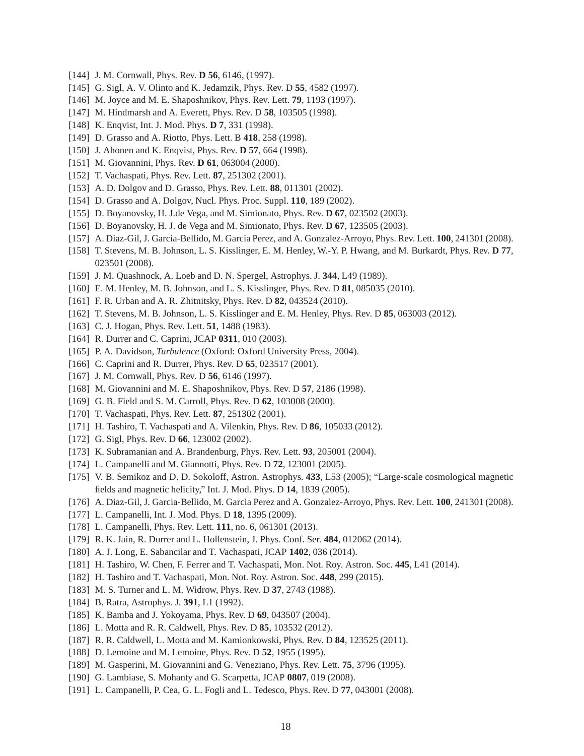[144] J. M. Cornwall, Phys. Rev. **D 56**, 6146, (1997).
[145] G. Sigl, A. V. Olinto and K. Jedamzik, Phys. Rev. D **55**, 4582 (1997).
[146] M. Joyce and M. E. Shaposhnikov, Phys. Rev. Lett. **79**, 1193 (1997).
[147] M. Hindmarsh and A. Everett, Phys. Rev. D **58**, 103505 (1998).
[148] K. Enqvist, Int. J. Mod. Phys. **D 7**, 331 (1998).
[149] D. Grasso and A. Riotto, Phys. Lett. B **418**, 258 (1998).
[150] J. Ahonen and K. Enqvist, Phys. Rev. **D 57**, 664 (1998).
[151] M. Giovannini, Phys. Rev. **D 61**, 063004 (2000).
[152] T. Vachaspati, Phys. Rev. Lett. **87**, 251302 (2001).
[153] A. D. Dolgov and D. Grasso, Phys. Rev. Lett. **88**, 011301 (2002).
[154] D. Grasso and A. Dolgov, Nucl. Phys. Proc. Suppl. **110**, 189 (2002).
[155] D. Boyanovsky, H. J.de Vega, and M. Simionato, Phys. Rev. **D 67**, 023502 (2003).
[156] D. Boyanovsky, H. J. de Vega and M. Simionato, Phys. Rev. **D 67**, 123505 (2003).
[157] A. Diaz-Gil, J. Garcia-Bellido, M. Garcia Perez, and A. Gonzalez-Arroyo, Phys. Rev. Lett. **100**, 241301 (2008).
[158] T. Stevens, M. B. Johnson, L. S. Kisslinger, E. M. Henley, W.-Y. P. Hwang, and M. Burkardt, Phys. Rev. **D 77**, 023501 (2008).
[159] J. M. Quashnock, A. Loeb and D. N. Spergel, Astrophys. J. **344**, L49 (1989).
[160] E. M. Henley, M. B. Johnson, and L. S. Kisslinger, Phys. Rev. D **81**, 085035 (2010).
[161] F. R. Urban and A. R. Zhitnitsky, Phys. Rev. D **82**, 043524 (2010).
[162] T. Stevens, M. B. Johnson, L. S. Kisslinger and E. M. Henley, Phys. Rev. D **85**, 063003 (2012).
[163] C. J. Hogan, Phys. Rev. Lett. **51**, 1488 (1983).
[164] R. Durrer and C. Caprini, JCAP **0311**, 010 (2003).
[165] P. A. Davidson, *Turbulence* (Oxford: Oxford University Press, 2004).
[166] C. Caprini and R. Durrer, Phys. Rev. D **65**, 023517 (2001).
[167] J. M. Cornwall, Phys. Rev. D **56**, 6146 (1997).
[168] M. Giovannini and M. E. Shaposhnikov, Phys. Rev. D **57**, 2186 (1998).
[169] G. B. Field and S. M. Carroll, Phys. Rev. D **62**, 103008 (2000).
[170] T. Vachaspati, Phys. Rev. Lett. **87**, 251302 (2001).
[171] H. Tashiro, T. Vachaspati and A. Vilenkin, Phys. Rev. D **86**, 105033 (2012).
[172] G. Sigl, Phys. Rev. D **66**, 123002 (2002).
[173] K. Subramanian and A. Brandenburg, Phys. Rev. Lett. **93**, 205001 (2004).
[174] L. Campanelli and M. Giannotti, Phys. Rev. D **72**, 123001 (2005).
[175] V. B. Semikoz and D. D. Sokoloff, Astron. Astrophys. **433**, L53 (2005); "Large-scale cosmological magnetic fields and magnetic helicity," Int. J. Mod. Phys. D **14**, 1839 (2005).
[176] A. Diaz-Gil, J. Garcia-Bellido, M. Garcia Perez and A. Gonzalez-Arroyo, Phys. Rev. Lett. **100**, 241301 (2008).
[177] L. Campanelli, Int. J. Mod. Phys. D **18**, 1395 (2009).
[178] L. Campanelli, Phys. Rev. Lett. **111**, no. 6, 061301 (2013).
[179] R. K. Jain, R. Durrer and L. Hollenstein, J. Phys. Conf. Ser. **484**, 012062 (2014).
[180] A. J. Long, E. Sabancilar and T. Vachaspati, JCAP **1402**, 036 (2014).
[181] H. Tashiro, W. Chen, F. Ferrer and T. Vachaspati, Mon. Not. Roy. Astron. Soc. **445**, L41 (2014).
[182] H. Tashiro and T. Vachaspati, Mon. Not. Roy. Astron. Soc. **448**, 299 (2015).
[183] M. S. Turner and L. M. Widrow, Phys. Rev. D **37**, 2743 (1988).
[184] B. Ratra, Astrophys. J. **391**, L1 (1992).
[185] K. Bamba and J. Yokoyama, Phys. Rev. D **69**, 043507 (2004).
[186] L. Motta and R. R. Caldwell, Phys. Rev. D **85**, 103532 (2012).
[187] R. R. Caldwell, L. Motta and M. Kamionkowski, Phys. Rev. D **84**, 123525 (2011).
[188] D. Lemoine and M. Lemoine, Phys. Rev. D **52**, 1955 (1995).
[189] M. Gasperini, M. Giovannini and G. Veneziano, Phys. Rev. Lett. **75**, 3796 (1995).
[190] G. Lambiase, S. Mohanty and G. Scarpetta, JCAP **0807**, 019 (2008).
[191] L. Campanelli, P. Cea, G. L. Fogli and L. Tedesco, Phys. Rev. D **77**, 043001 (2008).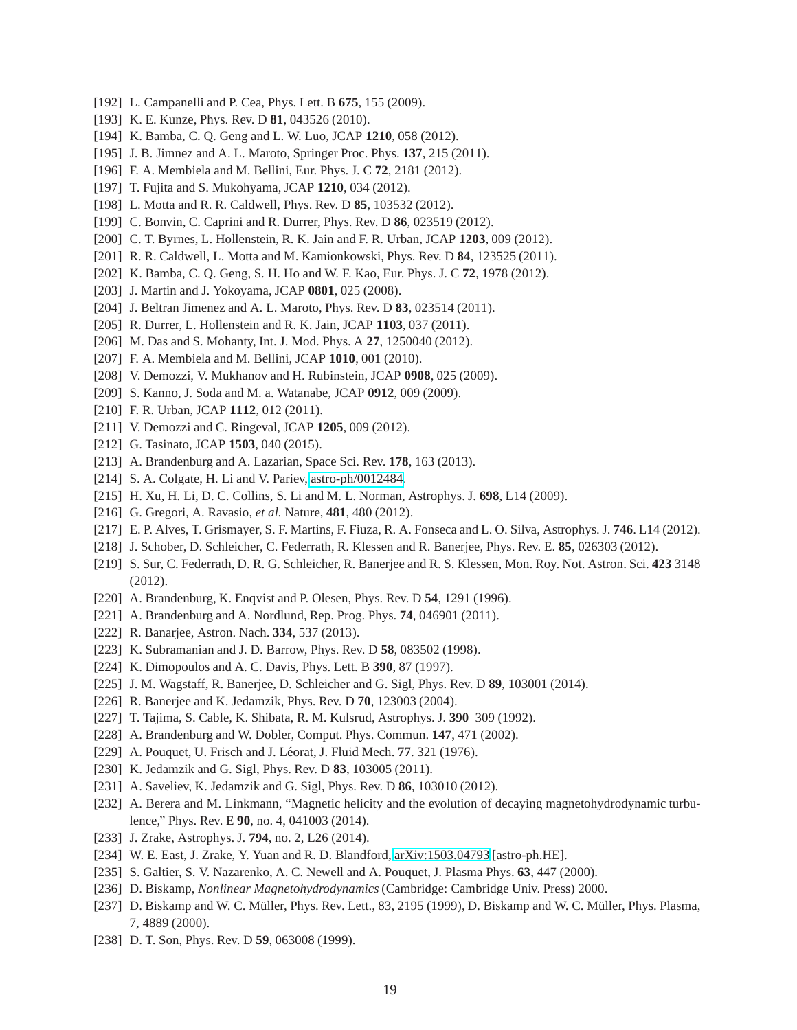- [192] L. Campanelli and P. Cea, Phys. Lett. B **675**, 155 (2009).
- [193] K. E. Kunze, Phys. Rev. D **81**, 043526 (2010).
- [194] K. Bamba, C. Q. Geng and L. W. Luo, JCAP **1210**, 058 (2012).
- [195] J. B. Jimnez and A. L. Maroto, Springer Proc. Phys. **137**, 215 (2011).
- [196] F. A. Membiela and M. Bellini, Eur. Phys. J. C **72**, 2181 (2012).
- [197] T. Fujita and S. Mukohyama, JCAP **1210**, 034 (2012).
- [198] L. Motta and R. R. Caldwell, Phys. Rev. D **85**, 103532 (2012).
- [199] C. Bonvin, C. Caprini and R. Durrer, Phys. Rev. D **86**, 023519 (2012).
- [200] C. T. Byrnes, L. Hollenstein, R. K. Jain and F. R. Urban, JCAP **1203**, 009 (2012).
- [201] R. R. Caldwell, L. Motta and M. Kamionkowski, Phys. Rev. D **84**, 123525 (2011).
- [202] K. Bamba, C. Q. Geng, S. H. Ho and W. F. Kao, Eur. Phys. J. C **72**, 1978 (2012).
- [203] J. Martin and J. Yokoyama, JCAP **0801**, 025 (2008).
- [204] J. Beltran Jimenez and A. L. Maroto, Phys. Rev. D **83**, 023514 (2011).
- [205] R. Durrer, L. Hollenstein and R. K. Jain, JCAP **1103**, 037 (2011).
- [206] M. Das and S. Mohanty, Int. J. Mod. Phys. A **27**, 1250040 (2012).
- [207] F. A. Membiela and M. Bellini, JCAP **1010**, 001 (2010).
- [208] V. Demozzi, V. Mukhanov and H. Rubinstein, JCAP **0908**, 025 (2009).
- [209] S. Kanno, J. Soda and M. a. Watanabe, JCAP **0912**, 009 (2009).
- [210] F. R. Urban, JCAP **1112**, 012 (2011).
- [211] V. Demozzi and C. Ringeval, JCAP **1205**, 009 (2012).
- [212] G. Tasinato, JCAP **1503**, 040 (2015).
- [213] A. Brandenburg and A. Lazarian, Space Sci. Rev. **178**, 163 (2013).
- [214] S. A. Colgate, H. Li and V. Pariev, astro-ph/0012484.
- [215] H. Xu, H. Li, D. C. Collins, S. Li and M. L. Norman, Astrophys. J. **698**, L14 (2009).
- [216] G. Gregori, A. Ravasio, *et al.* Nature, **481**, 480 (2012).
- [217] E. P. Alves, T. Grismayer, S. F. Martins, F. Fiuza, R. A. Fonseca and L. O. Silva, Astrophys. J. **746**. L14 (2012).
- [218] J. Schober, D. Schleicher, C. Federrath, R. Klessen and R. Banerjee, Phys. Rev. E. **85**, 026303 (2012).
- [219] S. Sur, C. Federrath, D. R. G. Schleicher, R. Banerjee and R. S. Klessen, Mon. Roy. Not. Astron. Sci. **423** 3148 (2012).
- [220] A. Brandenburg, K. Enqvist and P. Olesen, Phys. Rev. D **54**, 1291 (1996).
- [221] A. Brandenburg and A. Nordlund, Rep. Prog. Phys. **74**, 046901 (2011).
- [222] R. Banarjee, Astron. Nach. **334**, 537 (2013).
- [223] K. Subramanian and J. D. Barrow, Phys. Rev. D **58**, 083502 (1998).
- [224] K. Dimopoulos and A. C. Davis, Phys. Lett. B **390**, 87 (1997).
- [225] J. M. Wagstaff, R. Banerjee, D. Schleicher and G. Sigl, Phys. Rev. D **89**, 103001 (2014).
- [226] R. Banerjee and K. Jedamzik, Phys. Rev. D **70**, 123003 (2004).
- [227] T. Tajima, S. Cable, K. Shibata, R. M. Kulsrud, Astrophys. J. **390** 309 (1992).
- [228] A. Brandenburg and W. Dobler, Comput. Phys. Commun. **147**, 471 (2002).
- [229] A. Pouquet, U. Frisch and J. Léorat, J. Fluid Mech. **77**. 321 (1976).
- [230] K. Jedamzik and G. Sigl, Phys. Rev. D **83**, 103005 (2011).
- [231] A. Saveliev, K. Jedamzik and G. Sigl, Phys. Rev. D **86**, 103010 (2012).
- [232] A. Berera and M. Linkmann, "Magnetic helicity and the evolution of decaying magnetohydrodynamic turbulence," Phys. Rev. E **90**, no. 4, 041003 (2014).
- [233] J. Zrake, Astrophys. J. **794**, no. 2, L26 (2014).
- [234] W. E. East, J. Zrake, Y. Yuan and R. D. Blandford, arXiv:1503.04793 [astro-ph.HE].
- [235] S. Galtier, S. V. Nazarenko, A. C. Newell and A. Pouquet, J. Plasma Phys. **63**, 447 (2000).
- [236] D. Biskamp, *Nonlinear Magnetohydrodynamics* (Cambridge: Cambridge Univ. Press) 2000.
- [237] D. Biskamp and W. C. Müller, Phys. Rev. Lett., 83, 2195 (1999), D. Biskamp and W. C. Müller, Phys. Plasma, 7, 4889 (2000).
- [238] D. T. Son, Phys. Rev. D **59**, 063008 (1999).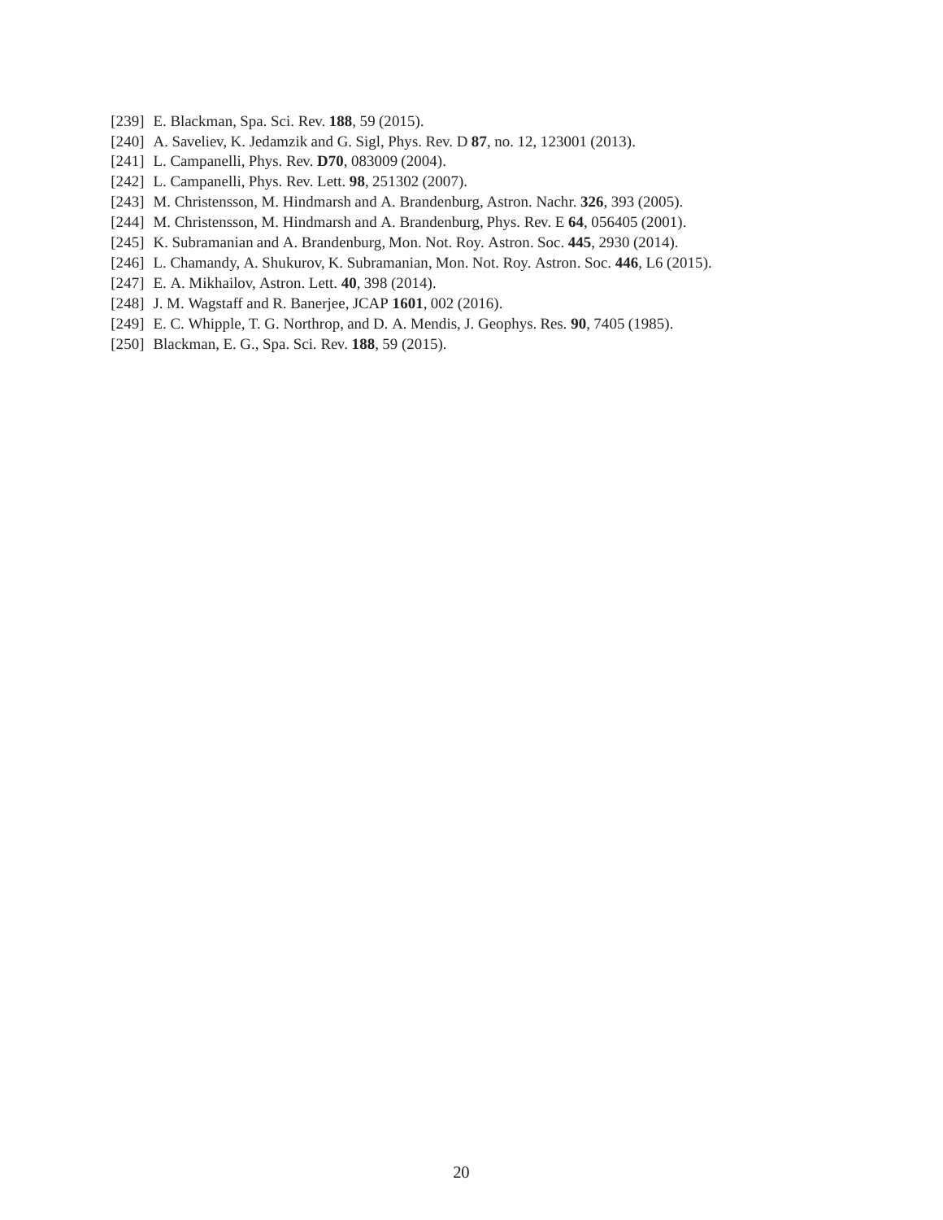[239] E. Blackman, Spa. Sci. Rev. **188**, 59 (2015).

[240] A. Saveliev, K. Jedamzik and G. Sigl, Phys. Rev. D **87**, no. 12, 123001 (2013).

[241] L. Campanelli, Phys. Rev. **D70**, 083009 (2004).

[242] L. Campanelli, Phys. Rev. Lett. **98**, 251302 (2007).

[243] M. Christensson, M. Hindmarsh and A. Brandenburg, Astron. Nachr. **326**, 393 (2005).

[244] M. Christensson, M. Hindmarsh and A. Brandenburg, Phys. Rev. E **64**, 056405 (2001).

[245] K. Subramanian and A. Brandenburg, Mon. Not. Roy. Astron. Soc. **445**, 2930 (2014).

[246] L. Chamandy, A. Shukurov, K. Subramanian, Mon. Not. Roy. Astron. Soc. **446**, L6 (2015).

[247] E. A. Mikhailov, Astron. Lett. **40**, 398 (2014).

[248] J. M. Wagstaff and R. Banerjee, JCAP **1601**, 002 (2016).

[249] E. C. Whipple, T. G. Northrop, and D. A. Mendis, J. Geophys. Res. **90**, 7405 (1985).

[250] Blackman, E. G., Spa. Sci. Rev. **188**, 59 (2015).